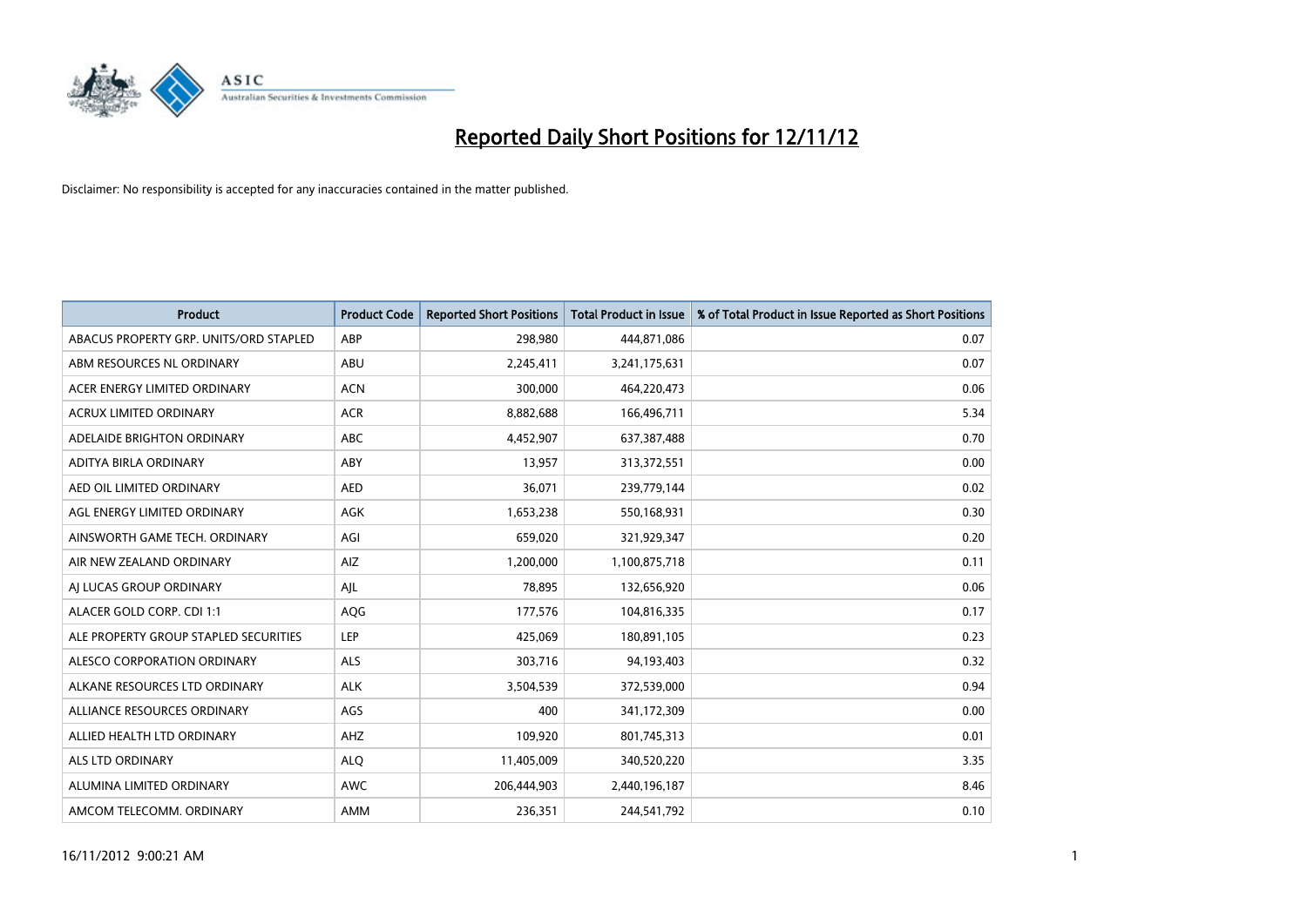# Reported Daily Short Positions for 12/11/12

Disclaimer: No responsibility is accepted for any inaccuracies contained in the matter published.

| Product | Product Code | Reported Short Positions | Total Product in Issue | % of Total Product in Issue Reported as Short Positions |
| --- | --- | --- | --- | --- |
| ABACUS PROPERTY GRP. UNITS/ORD STAPLED | ABP | 298,980 | 444,871,086 | 0.07 |
| ABM RESOURCES NL ORDINARY | ABU | 2,245,411 | 3,241,175,631 | 0.07 |
| ACER ENERGY LIMITED ORDINARY | ACN | 300,000 | 464,220,473 | 0.06 |
| ACRUX LIMITED ORDINARY | ACR | 8,882,688 | 166,496,711 | 5.34 |
| ADELAIDE BRIGHTON ORDINARY | ABC | 4,452,907 | 637,387,488 | 0.70 |
| ADITYA BIRLA ORDINARY | ABY | 13,957 | 313,372,551 | 0.00 |
| AED OIL LIMITED ORDINARY | AED | 36,071 | 239,779,144 | 0.02 |
| AGL ENERGY LIMITED ORDINARY | AGK | 1,653,238 | 550,168,931 | 0.30 |
| AINSWORTH GAME TECH. ORDINARY | AGI | 659,020 | 321,929,347 | 0.20 |
| AIR NEW ZEALAND ORDINARY | AIZ | 1,200,000 | 1,100,875,718 | 0.11 |
| AJ LUCAS GROUP ORDINARY | AJL | 78,895 | 132,656,920 | 0.06 |
| ALACER GOLD CORP. CDI 1:1 | AQG | 177,576 | 104,816,335 | 0.17 |
| ALE PROPERTY GROUP STAPLED SECURITIES | LEP | 425,069 | 180,891,105 | 0.23 |
| ALESCO CORPORATION ORDINARY | ALS | 303,716 | 94,193,403 | 0.32 |
| ALKANE RESOURCES LTD ORDINARY | ALK | 3,504,539 | 372,539,000 | 0.94 |
| ALLIANCE RESOURCES ORDINARY | AGS | 400 | 341,172,309 | 0.00 |
| ALLIED HEALTH LTD ORDINARY | AHZ | 109,920 | 801,745,313 | 0.01 |
| ALS LTD ORDINARY | ALQ | 11,405,009 | 340,520,220 | 3.35 |
| ALUMINA LIMITED ORDINARY | AWC | 206,444,903 | 2,440,196,187 | 8.46 |
| AMCOM TELECOMM. ORDINARY | AMM | 236,351 | 244,541,792 | 0.10 |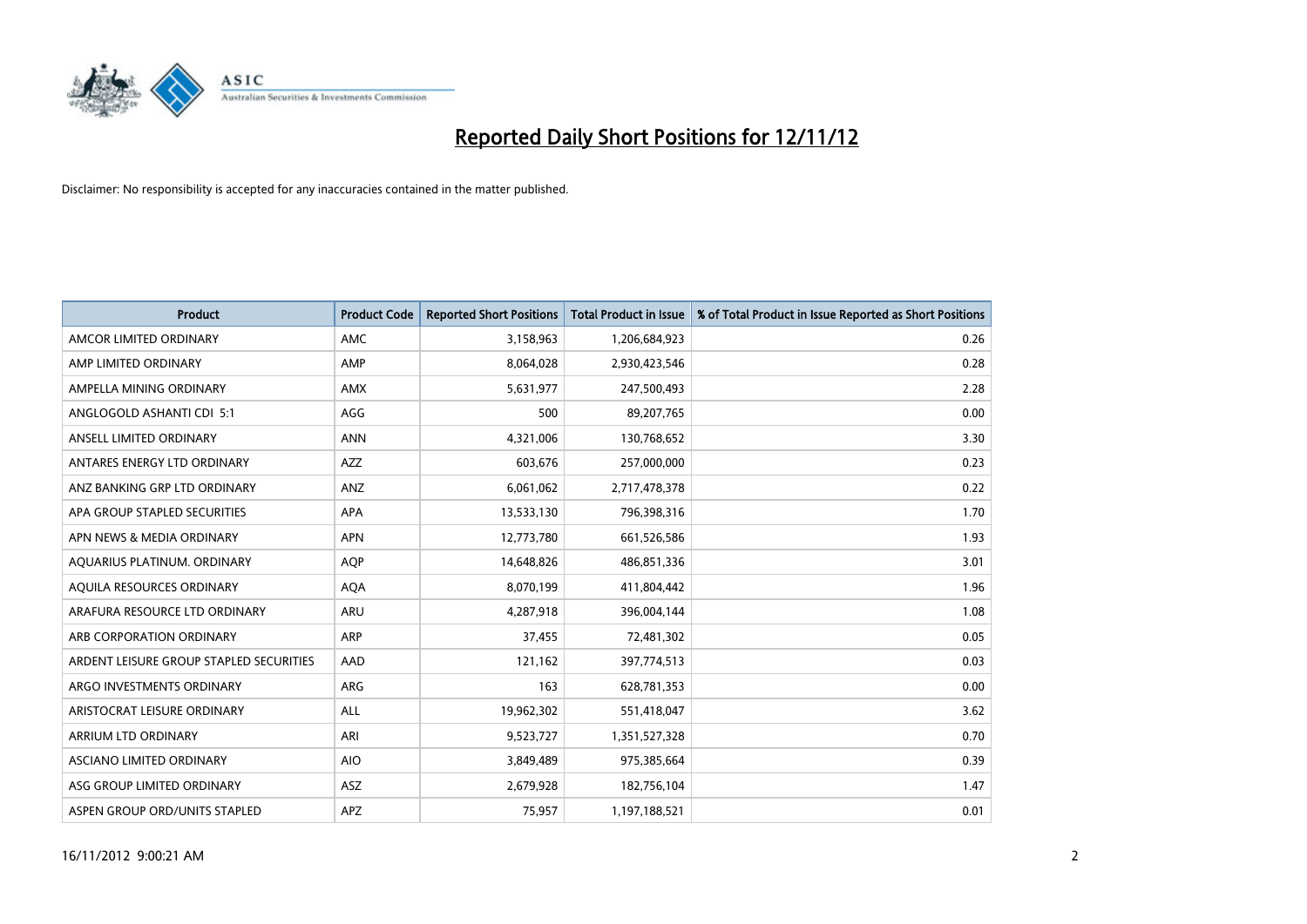# Reported Daily Short Positions for 12/11/12

Disclaimer: No responsibility is accepted for any inaccuracies contained in the matter published.

| Product | Product Code | Reported Short Positions | Total Product in Issue | % of Total Product in Issue Reported as Short Positions |
|---|---|---|---|---|
| AMCOR LIMITED ORDINARY | AMC | 3,158,963 | 1,206,684,923 | 0.26 |
| AMP LIMITED ORDINARY | AMP | 8,064,028 | 2,930,423,546 | 0.28 |
| AMPELLA MINING ORDINARY | AMX | 5,631,977 | 247,500,493 | 2.28 |
| ANGLOGOLD ASHANTI CDI 5:1 | AGG | 500 | 89,207,765 | 0.00 |
| ANSELL LIMITED ORDINARY | ANN | 4,321,006 | 130,768,652 | 3.30 |
| ANTARES ENERGY LTD ORDINARY | AZZ | 603,676 | 257,000,000 | 0.23 |
| ANZ BANKING GRP LTD ORDINARY | ANZ | 6,061,062 | 2,717,478,378 | 0.22 |
| APA GROUP STAPLED SECURITIES | APA | 13,533,130 | 796,398,316 | 1.70 |
| APN NEWS & MEDIA ORDINARY | APN | 12,773,780 | 661,526,586 | 1.93 |
| AQUARIUS PLATINUM. ORDINARY | AQP | 14,648,826 | 486,851,336 | 3.01 |
| AQUILA RESOURCES ORDINARY | AQA | 8,070,199 | 411,804,442 | 1.96 |
| ARAFURA RESOURCE LTD ORDINARY | ARU | 4,287,918 | 396,004,144 | 1.08 |
| ARB CORPORATION ORDINARY | ARP | 37,455 | 72,481,302 | 0.05 |
| ARDENT LEISURE GROUP STAPLED SECURITIES | AAD | 121,162 | 397,774,513 | 0.03 |
| ARGO INVESTMENTS ORDINARY | ARG | 163 | 628,781,353 | 0.00 |
| ARISTOCRAT LEISURE ORDINARY | ALL | 19,962,302 | 551,418,047 | 3.62 |
| ARRIUM LTD ORDINARY | ARI | 9,523,727 | 1,351,527,328 | 0.70 |
| ASCIANO LIMITED ORDINARY | AIO | 3,849,489 | 975,385,664 | 0.39 |
| ASG GROUP LIMITED ORDINARY | ASZ | 2,679,928 | 182,756,104 | 1.47 |
| ASPEN GROUP ORD/UNITS STAPLED | APZ | 75,957 | 1,197,188,521 | 0.01 |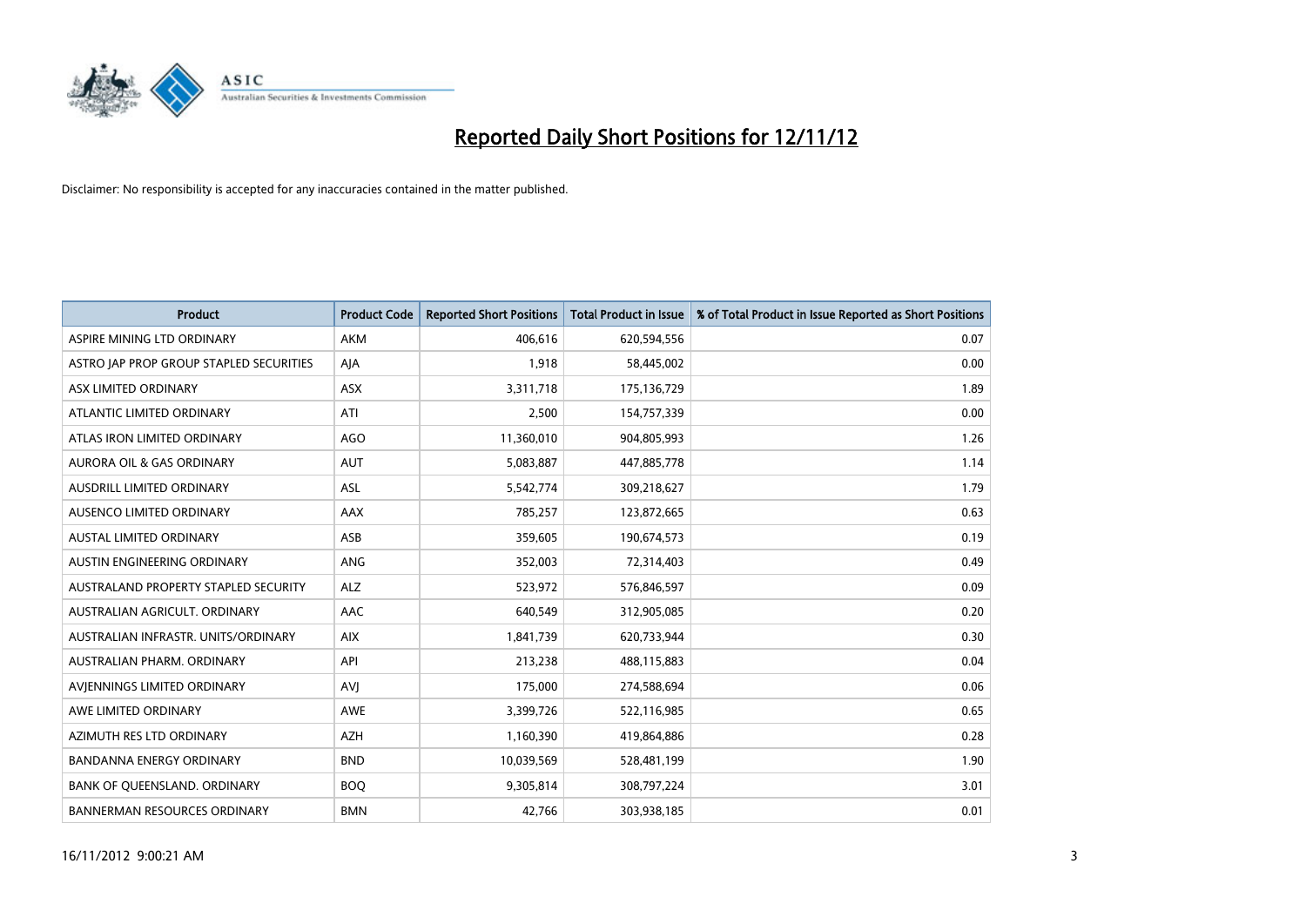# Reported Daily Short Positions for 12/11/12

Disclaimer: No responsibility is accepted for any inaccuracies contained in the matter published.

| Product | Product Code | Reported Short Positions | Total Product in Issue | % of Total Product in Issue Reported as Short Positions |
|---|---|---|---|---|
| ASPIRE MINING LTD ORDINARY | AKM | 406,616 | 620,594,556 | 0.07 |
| ASTRO JAP PROP GROUP STAPLED SECURITIES | AJA | 1,918 | 58,445,002 | 0.00 |
| ASX LIMITED ORDINARY | ASX | 3,311,718 | 175,136,729 | 1.89 |
| ATLANTIC LIMITED ORDINARY | ATI | 2,500 | 154,757,339 | 0.00 |
| ATLAS IRON LIMITED ORDINARY | AGO | 11,360,010 | 904,805,993 | 1.26 |
| AURORA OIL & GAS ORDINARY | AUT | 5,083,887 | 447,885,778 | 1.14 |
| AUSDRILL LIMITED ORDINARY | ASL | 5,542,774 | 309,218,627 | 1.79 |
| AUSENCO LIMITED ORDINARY | AAX | 785,257 | 123,872,665 | 0.63 |
| AUSTAL LIMITED ORDINARY | ASB | 359,605 | 190,674,573 | 0.19 |
| AUSTIN ENGINEERING ORDINARY | ANG | 352,003 | 72,314,403 | 0.49 |
| AUSTRALAND PROPERTY STAPLED SECURITY | ALZ | 523,972 | 576,846,597 | 0.09 |
| AUSTRALIAN AGRICULT. ORDINARY | AAC | 640,549 | 312,905,085 | 0.20 |
| AUSTRALIAN INFRASTR. UNITS/ORDINARY | AIX | 1,841,739 | 620,733,944 | 0.30 |
| AUSTRALIAN PHARM. ORDINARY | API | 213,238 | 488,115,883 | 0.04 |
| AVJENNINGS LIMITED ORDINARY | AVJ | 175,000 | 274,588,694 | 0.06 |
| AWE LIMITED ORDINARY | AWE | 3,399,726 | 522,116,985 | 0.65 |
| AZIMUTH RES LTD ORDINARY | AZH | 1,160,390 | 419,864,886 | 0.28 |
| BANDANNA ENERGY ORDINARY | BND | 10,039,569 | 528,481,199 | 1.90 |
| BANK OF QUEENSLAND. ORDINARY | BOQ | 9,305,814 | 308,797,224 | 3.01 |
| BANNERMAN RESOURCES ORDINARY | BMN | 42,766 | 303,938,185 | 0.01 |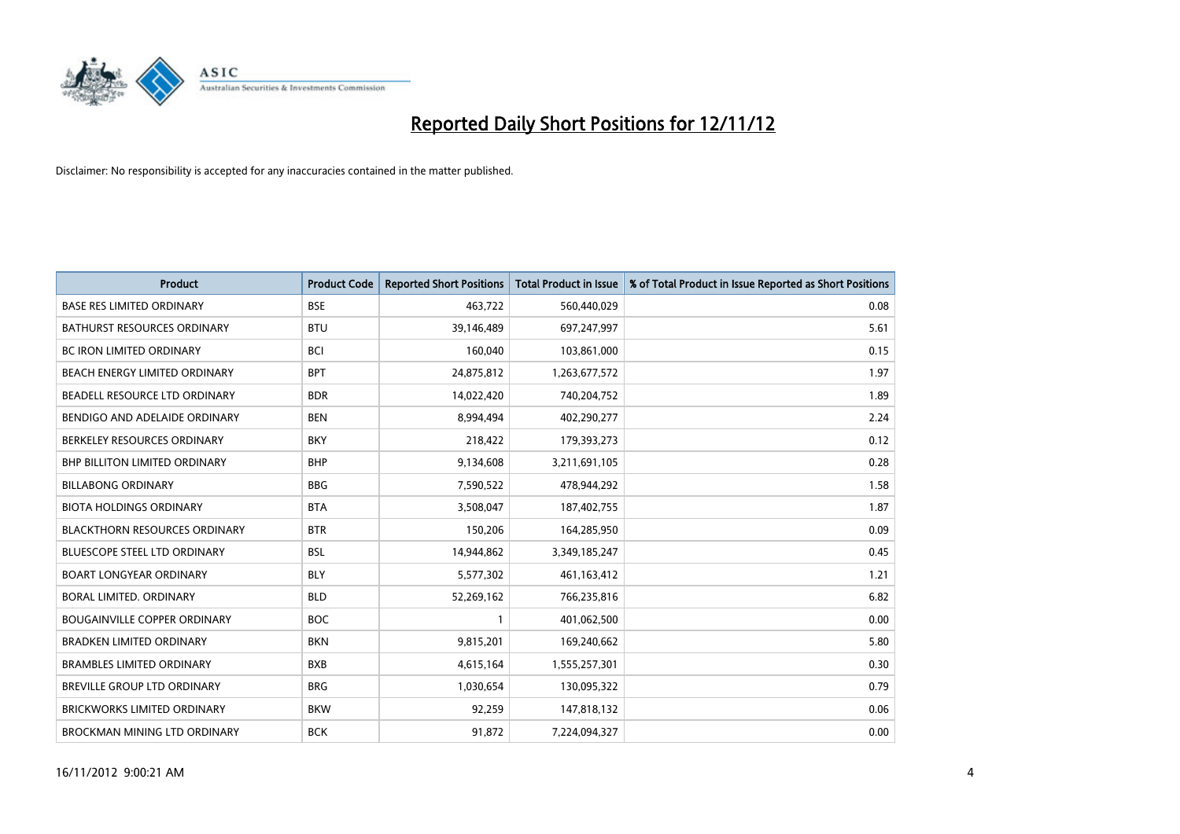# Reported Daily Short Positions for 12/11/12

Disclaimer: No responsibility is accepted for any inaccuracies contained in the matter published.

| Product | Product Code | Reported Short Positions | Total Product in Issue | % of Total Product in Issue Reported as Short Positions |
|---|---|---|---|---|
| BASE RES LIMITED ORDINARY | BSE | 463,722 | 560,440,029 | 0.08 |
| BATHURST RESOURCES ORDINARY | BTU | 39,146,489 | 697,247,997 | 5.61 |
| BC IRON LIMITED ORDINARY | BCI | 160,040 | 103,861,000 | 0.15 |
| BEACH ENERGY LIMITED ORDINARY | BPT | 24,875,812 | 1,263,677,572 | 1.97 |
| BEADELL RESOURCE LTD ORDINARY | BDR | 14,022,420 | 740,204,752 | 1.89 |
| BENDIGO AND ADELAIDE ORDINARY | BEN | 8,994,494 | 402,290,277 | 2.24 |
| BERKELEY RESOURCES ORDINARY | BKY | 218,422 | 179,393,273 | 0.12 |
| BHP BILLITON LIMITED ORDINARY | BHP | 9,134,608 | 3,211,691,105 | 0.28 |
| BILLABONG ORDINARY | BBG | 7,590,522 | 478,944,292 | 1.58 |
| BIOTA HOLDINGS ORDINARY | BTA | 3,508,047 | 187,402,755 | 1.87 |
| BLACKTHORN RESOURCES ORDINARY | BTR | 150,206 | 164,285,950 | 0.09 |
| BLUESCOPE STEEL LTD ORDINARY | BSL | 14,944,862 | 3,349,185,247 | 0.45 |
| BOART LONGYEAR ORDINARY | BLY | 5,577,302 | 461,163,412 | 1.21 |
| BORAL LIMITED. ORDINARY | BLD | 52,269,162 | 766,235,816 | 6.82 |
| BOUGAINVILLE COPPER ORDINARY | BOC | 1 | 401,062,500 | 0.00 |
| BRADKEN LIMITED ORDINARY | BKN | 9,815,201 | 169,240,662 | 5.80 |
| BRAMBLES LIMITED ORDINARY | BXB | 4,615,164 | 1,555,257,301 | 0.30 |
| BREVILLE GROUP LTD ORDINARY | BRG | 1,030,654 | 130,095,322 | 0.79 |
| BRICKWORKS LIMITED ORDINARY | BKW | 92,259 | 147,818,132 | 0.06 |
| BROCKMAN MINING LTD ORDINARY | BCK | 91,872 | 7,224,094,327 | 0.00 |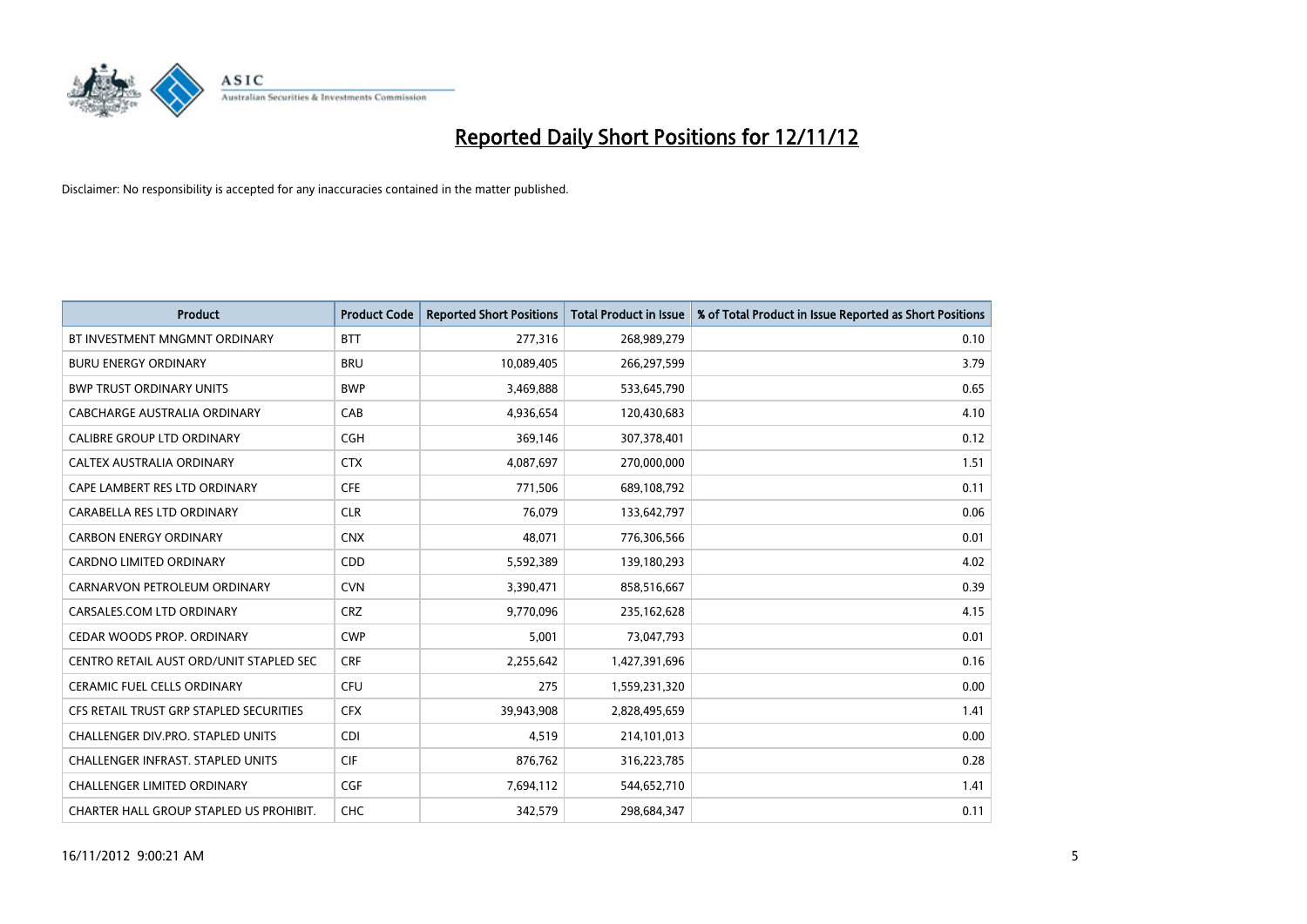# Reported Daily Short Positions for 12/11/12

Disclaimer: No responsibility is accepted for any inaccuracies contained in the matter published.

| Product | Product Code | Reported Short Positions | Total Product in Issue | % of Total Product in Issue Reported as Short Positions |
|---|---|---|---|---|
| BT INVESTMENT MNGMNT ORDINARY | BTT | 277,316 | 268,989,279 | 0.10 |
| BURU ENERGY ORDINARY | BRU | 10,089,405 | 266,297,599 | 3.79 |
| BWP TRUST ORDINARY UNITS | BWP | 3,469,888 | 533,645,790 | 0.65 |
| CABCHARGE AUSTRALIA ORDINARY | CAB | 4,936,654 | 120,430,683 | 4.10 |
| CALIBRE GROUP LTD ORDINARY | CGH | 369,146 | 307,378,401 | 0.12 |
| CALTEX AUSTRALIA ORDINARY | CTX | 4,087,697 | 270,000,000 | 1.51 |
| CAPE LAMBERT RES LTD ORDINARY | CFE | 771,506 | 689,108,792 | 0.11 |
| CARABELLA RES LTD ORDINARY | CLR | 76,079 | 133,642,797 | 0.06 |
| CARBON ENERGY ORDINARY | CNX | 48,071 | 776,306,566 | 0.01 |
| CARDNO LIMITED ORDINARY | CDD | 5,592,389 | 139,180,293 | 4.02 |
| CARNARVON PETROLEUM ORDINARY | CVN | 3,390,471 | 858,516,667 | 0.39 |
| CARSALES.COM LTD ORDINARY | CRZ | 9,770,096 | 235,162,628 | 4.15 |
| CEDAR WOODS PROP. ORDINARY | CWP | 5,001 | 73,047,793 | 0.01 |
| CENTRO RETAIL AUST ORD/UNIT STAPLED SEC | CRF | 2,255,642 | 1,427,391,696 | 0.16 |
| CERAMIC FUEL CELLS ORDINARY | CFU | 275 | 1,559,231,320 | 0.00 |
| CFS RETAIL TRUST GRP STAPLED SECURITIES | CFX | 39,943,908 | 2,828,495,659 | 1.41 |
| CHALLENGER DIV.PRO. STAPLED UNITS | CDI | 4,519 | 214,101,013 | 0.00 |
| CHALLENGER INFRAST. STAPLED UNITS | CIF | 876,762 | 316,223,785 | 0.28 |
| CHALLENGER LIMITED ORDINARY | CGF | 7,694,112 | 544,652,710 | 1.41 |
| CHARTER HALL GROUP STAPLED US PROHIBIT. | CHC | 342,579 | 298,684,347 | 0.11 |

16/11/2012 9:00:21 AM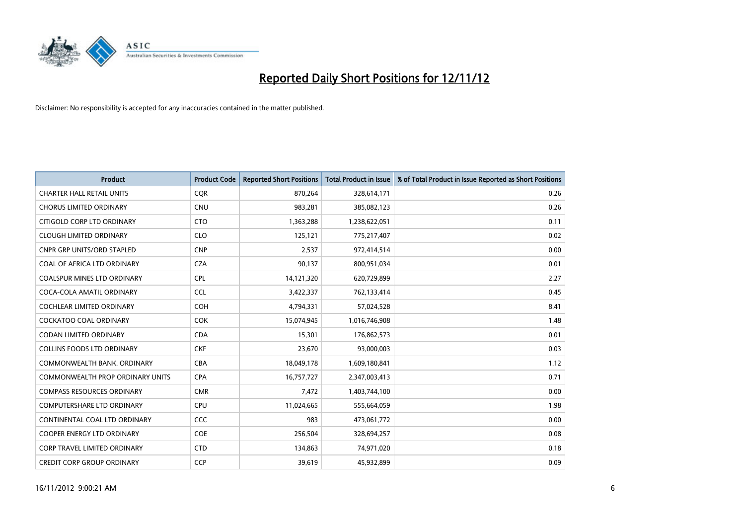# Reported Daily Short Positions for 12/11/12

Disclaimer: No responsibility is accepted for any inaccuracies contained in the matter published.

| Product | Product Code | Reported Short Positions | Total Product in Issue | % of Total Product in Issue Reported as Short Positions |
|---|---|---|---|---|
| CHARTER HALL RETAIL UNITS | CQR | 870,264 | 328,614,171 | 0.26 |
| CHORUS LIMITED ORDINARY | CNU | 983,281 | 385,082,123 | 0.26 |
| CITIGOLD CORP LTD ORDINARY | CTO | 1,363,288 | 1,238,622,051 | 0.11 |
| CLOUGH LIMITED ORDINARY | CLO | 125,121 | 775,217,407 | 0.02 |
| CNPR GRP UNITS/ORD STAPLED | CNP | 2,537 | 972,414,514 | 0.00 |
| COAL OF AFRICA LTD ORDINARY | CZA | 90,137 | 800,951,034 | 0.01 |
| COALSPUR MINES LTD ORDINARY | CPL | 14,121,320 | 620,729,899 | 2.27 |
| COCA-COLA AMATIL ORDINARY | CCL | 3,422,337 | 762,133,414 | 0.45 |
| COCHLEAR LIMITED ORDINARY | COH | 4,794,331 | 57,024,528 | 8.41 |
| COCKATOO COAL ORDINARY | COK | 15,074,945 | 1,016,746,908 | 1.48 |
| CODAN LIMITED ORDINARY | CDA | 15,301 | 176,862,573 | 0.01 |
| COLLINS FOODS LTD ORDINARY | CKF | 23,670 | 93,000,003 | 0.03 |
| COMMONWEALTH BANK. ORDINARY | CBA | 18,049,178 | 1,609,180,841 | 1.12 |
| COMMONWEALTH PROP ORDINARY UNITS | CPA | 16,757,727 | 2,347,003,413 | 0.71 |
| COMPASS RESOURCES ORDINARY | CMR | 7,472 | 1,403,744,100 | 0.00 |
| COMPUTERSHARE LTD ORDINARY | CPU | 11,024,665 | 555,664,059 | 1.98 |
| CONTINENTAL COAL LTD ORDINARY | CCC | 983 | 473,061,772 | 0.00 |
| COOPER ENERGY LTD ORDINARY | COE | 256,504 | 328,694,257 | 0.08 |
| CORP TRAVEL LIMITED ORDINARY | CTD | 134,863 | 74,971,020 | 0.18 |
| CREDIT CORP GROUP ORDINARY | CCP | 39,619 | 45,932,899 | 0.09 |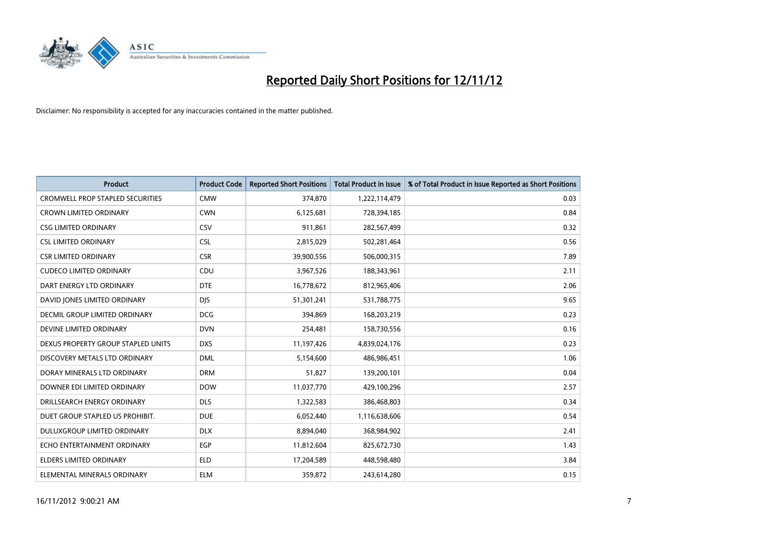# Reported Daily Short Positions for 12/11/12

Disclaimer: No responsibility is accepted for any inaccuracies contained in the matter published.

| Product | Product Code | Reported Short Positions | Total Product in Issue | % of Total Product in Issue Reported as Short Positions |
|---|---|---|---|---|
| CROMWELL PROP STAPLED SECURITIES | CMW | 374,870 | 1,222,114,479 | 0.03 |
| CROWN LIMITED ORDINARY | CWN | 6,125,681 | 728,394,185 | 0.84 |
| CSG LIMITED ORDINARY | CSV | 911,861 | 282,567,499 | 0.32 |
| CSL LIMITED ORDINARY | CSL | 2,815,029 | 502,281,464 | 0.56 |
| CSR LIMITED ORDINARY | CSR | 39,900,556 | 506,000,315 | 7.89 |
| CUDECO LIMITED ORDINARY | CDU | 3,967,526 | 188,343,961 | 2.11 |
| DART ENERGY LTD ORDINARY | DTE | 16,778,672 | 812,965,406 | 2.06 |
| DAVID JONES LIMITED ORDINARY | DJS | 51,301,241 | 531,788,775 | 9.65 |
| DECMIL GROUP LIMITED ORDINARY | DCG | 394,869 | 168,203,219 | 0.23 |
| DEVINE LIMITED ORDINARY | DVN | 254,481 | 158,730,556 | 0.16 |
| DEXUS PROPERTY GROUP STAPLED UNITS | DXS | 11,197,426 | 4,839,024,176 | 0.23 |
| DISCOVERY METALS LTD ORDINARY | DML | 5,154,600 | 486,986,451 | 1.06 |
| DORAY MINERALS LTD ORDINARY | DRM | 51,827 | 139,200,101 | 0.04 |
| DOWNER EDI LIMITED ORDINARY | DOW | 11,037,770 | 429,100,296 | 2.57 |
| DRILLSEARCH ENERGY ORDINARY | DLS | 1,322,583 | 386,468,803 | 0.34 |
| DUET GROUP STAPLED US PROHIBIT. | DUE | 6,052,440 | 1,116,638,606 | 0.54 |
| DULUXGROUP LIMITED ORDINARY | DLX | 8,894,040 | 368,984,902 | 2.41 |
| ECHO ENTERTAINMENT ORDINARY | EGP | 11,812,604 | 825,672,730 | 1.43 |
| ELDERS LIMITED ORDINARY | ELD | 17,204,589 | 448,598,480 | 3.84 |
| ELEMENTAL MINERALS ORDINARY | ELM | 359,872 | 243,614,280 | 0.15 |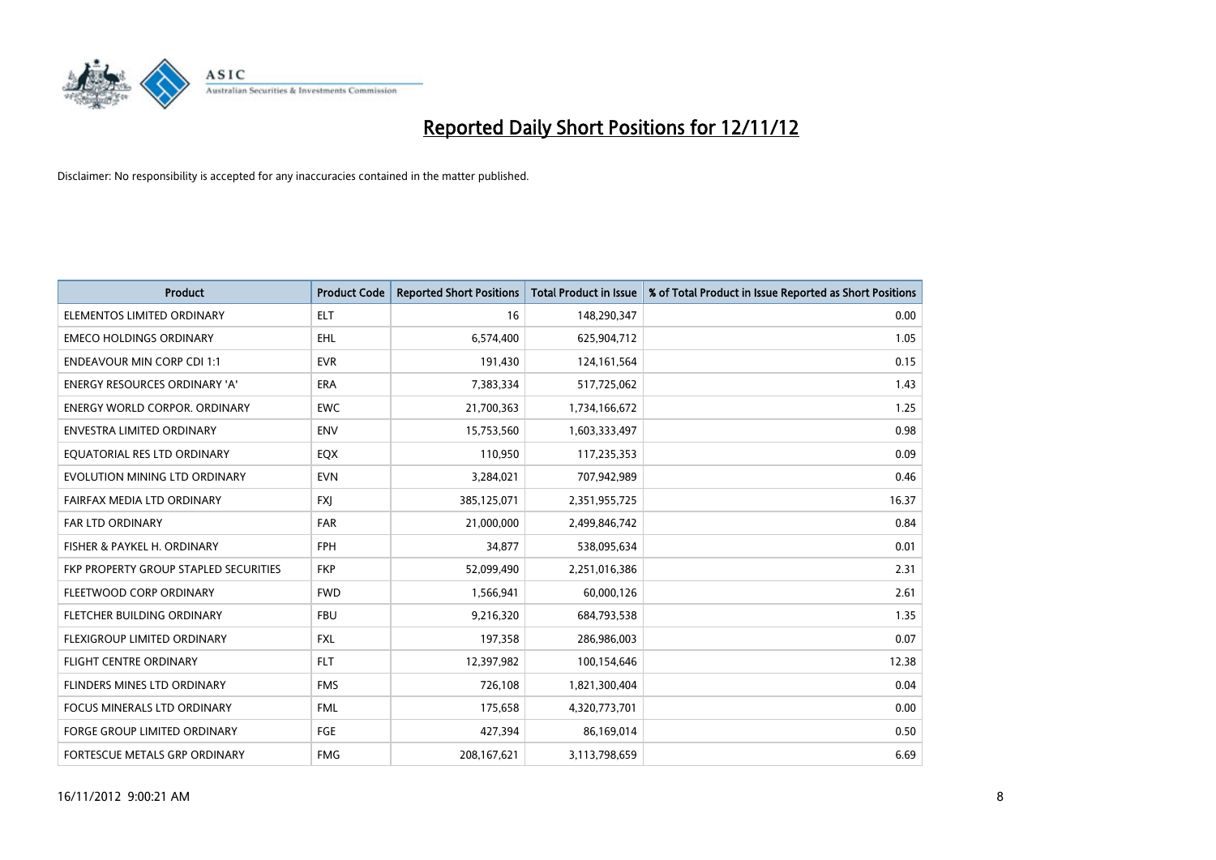# Reported Daily Short Positions for 12/11/12

Disclaimer: No responsibility is accepted for any inaccuracies contained in the matter published.

| Product | Product Code | Reported Short Positions | Total Product in Issue | % of Total Product in Issue Reported as Short Positions |
|---|---|---|---|---|
| ELEMENTOS LIMITED ORDINARY | ELT | 16 | 148,290,347 | 0.00 |
| EMECO HOLDINGS ORDINARY | EHL | 6,574,400 | 625,904,712 | 1.05 |
| ENDEAVOUR MIN CORP CDI 1:1 | EVR | 191,430 | 124,161,564 | 0.15 |
| ENERGY RESOURCES ORDINARY 'A' | ERA | 7,383,334 | 517,725,062 | 1.43 |
| ENERGY WORLD CORPOR. ORDINARY | EWC | 21,700,363 | 1,734,166,672 | 1.25 |
| ENVESTRA LIMITED ORDINARY | ENV | 15,753,560 | 1,603,333,497 | 0.98 |
| EQUATORIAL RES LTD ORDINARY | EQX | 110,950 | 117,235,353 | 0.09 |
| EVOLUTION MINING LTD ORDINARY | EVN | 3,284,021 | 707,942,989 | 0.46 |
| FAIRFAX MEDIA LTD ORDINARY | FXJ | 385,125,071 | 2,351,955,725 | 16.37 |
| FAR LTD ORDINARY | FAR | 21,000,000 | 2,499,846,742 | 0.84 |
| FISHER & PAYKEL H. ORDINARY | FPH | 34,877 | 538,095,634 | 0.01 |
| FKP PROPERTY GROUP STAPLED SECURITIES | FKP | 52,099,490 | 2,251,016,386 | 2.31 |
| FLEETWOOD CORP ORDINARY | FWD | 1,566,941 | 60,000,126 | 2.61 |
| FLETCHER BUILDING ORDINARY | FBU | 9,216,320 | 684,793,538 | 1.35 |
| FLEXIGROUP LIMITED ORDINARY | FXL | 197,358 | 286,986,003 | 0.07 |
| FLIGHT CENTRE ORDINARY | FLT | 12,397,982 | 100,154,646 | 12.38 |
| FLINDERS MINES LTD ORDINARY | FMS | 726,108 | 1,821,300,404 | 0.04 |
| FOCUS MINERALS LTD ORDINARY | FML | 175,658 | 4,320,773,701 | 0.00 |
| FORGE GROUP LIMITED ORDINARY | FGE | 427,394 | 86,169,014 | 0.50 |
| FORTESCUE METALS GRP ORDINARY | FMG | 208,167,621 | 3,113,798,659 | 6.69 |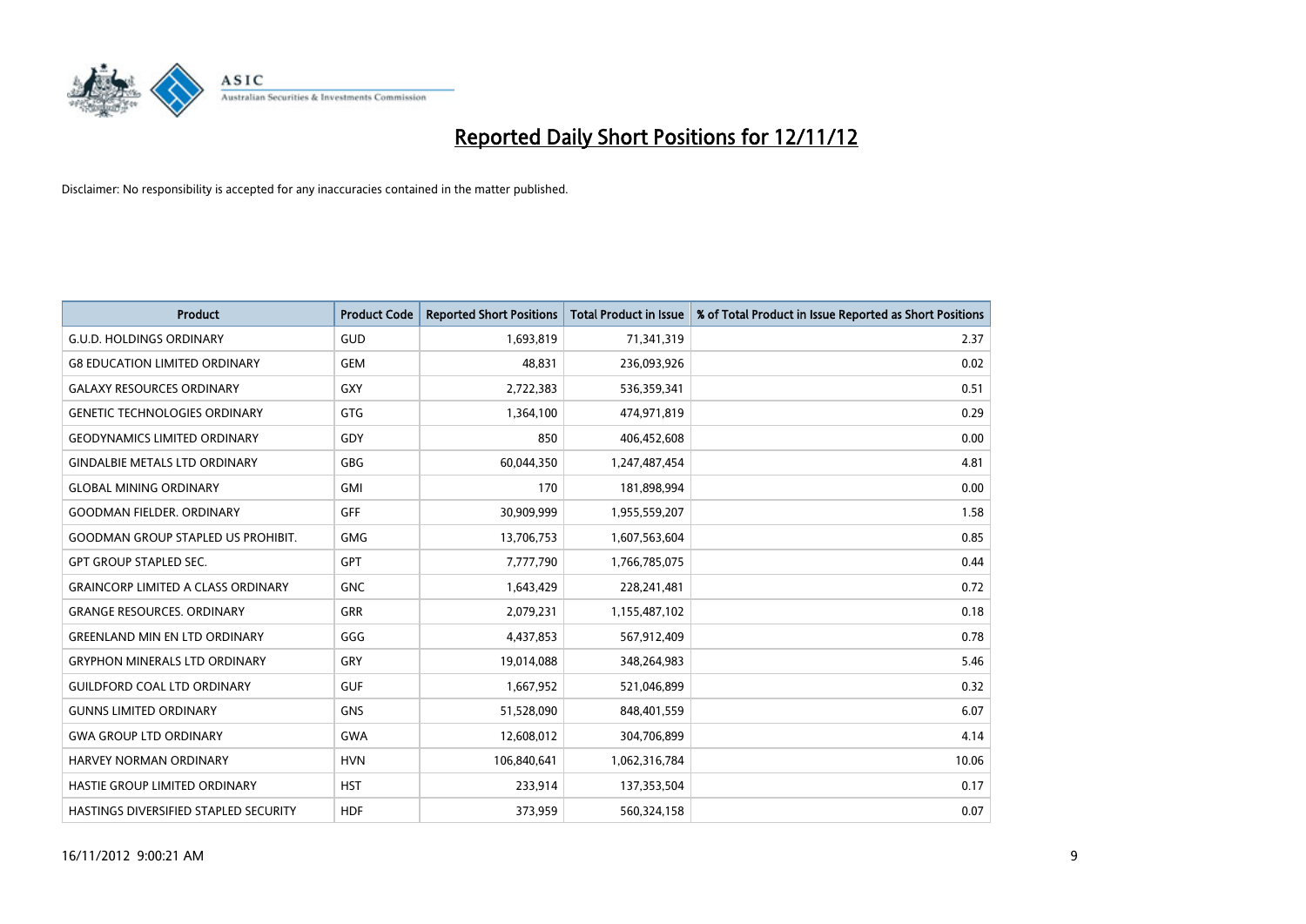# Reported Daily Short Positions for 12/11/12

Disclaimer: No responsibility is accepted for any inaccuracies contained in the matter published.

| Product | Product Code | Reported Short Positions | Total Product in Issue | % of Total Product in Issue Reported as Short Positions |
|---|---|---|---|---|
| G.U.D. HOLDINGS ORDINARY | GUD | 1,693,819 | 71,341,319 | 2.37 |
| G8 EDUCATION LIMITED ORDINARY | GEM | 48,831 | 236,093,926 | 0.02 |
| GALAXY RESOURCES ORDINARY | GXY | 2,722,383 | 536,359,341 | 0.51 |
| GENETIC TECHNOLOGIES ORDINARY | GTG | 1,364,100 | 474,971,819 | 0.29 |
| GEODYNAMICS LIMITED ORDINARY | GDY | 850 | 406,452,608 | 0.00 |
| GINDALBIE METALS LTD ORDINARY | GBG | 60,044,350 | 1,247,487,454 | 4.81 |
| GLOBAL MINING ORDINARY | GMI | 170 | 181,898,994 | 0.00 |
| GOODMAN FIELDER. ORDINARY | GFF | 30,909,999 | 1,955,559,207 | 1.58 |
| GOODMAN GROUP STAPLED US PROHIBIT. | GMG | 13,706,753 | 1,607,563,604 | 0.85 |
| GPT GROUP STAPLED SEC. | GPT | 7,777,790 | 1,766,785,075 | 0.44 |
| GRAINCORP LIMITED A CLASS ORDINARY | GNC | 1,643,429 | 228,241,481 | 0.72 |
| GRANGE RESOURCES. ORDINARY | GRR | 2,079,231 | 1,155,487,102 | 0.18 |
| GREENLAND MIN EN LTD ORDINARY | GGG | 4,437,853 | 567,912,409 | 0.78 |
| GRYPHON MINERALS LTD ORDINARY | GRY | 19,014,088 | 348,264,983 | 5.46 |
| GUILDFORD COAL LTD ORDINARY | GUF | 1,667,952 | 521,046,899 | 0.32 |
| GUNNS LIMITED ORDINARY | GNS | 51,528,090 | 848,401,559 | 6.07 |
| GWA GROUP LTD ORDINARY | GWA | 12,608,012 | 304,706,899 | 4.14 |
| HARVEY NORMAN ORDINARY | HVN | 106,840,641 | 1,062,316,784 | 10.06 |
| HASTIE GROUP LIMITED ORDINARY | HST | 233,914 | 137,353,504 | 0.17 |
| HASTINGS DIVERSIFIED STAPLED SECURITY | HDF | 373,959 | 560,324,158 | 0.07 |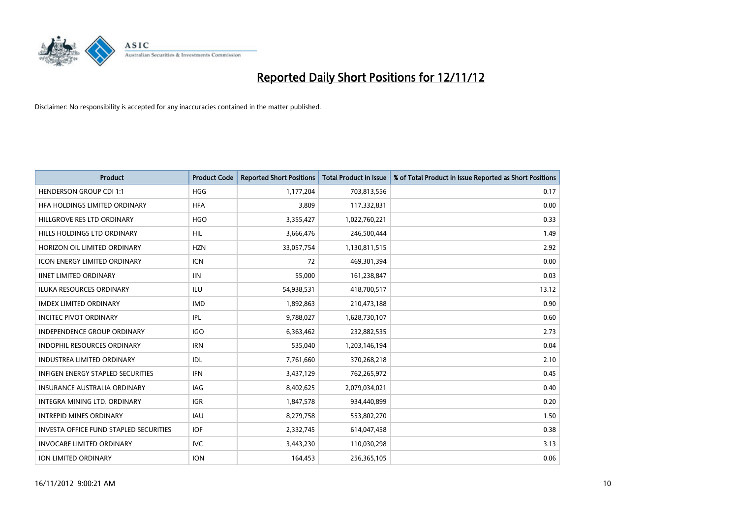# Reported Daily Short Positions for 12/11/12

Disclaimer: No responsibility is accepted for any inaccuracies contained in the matter published.

| Product | Product Code | Reported Short Positions | Total Product in Issue | % of Total Product in Issue Reported as Short Positions |
|---|---|---|---|---|
| HENDERSON GROUP CDI 1:1 | HGG | 1,177,204 | 703,813,556 | 0.17 |
| HFA HOLDINGS LIMITED ORDINARY | HFA | 3,809 | 117,332,831 | 0.00 |
| HILLGROVE RES LTD ORDINARY | HGO | 3,355,427 | 1,022,760,221 | 0.33 |
| HILLS HOLDINGS LTD ORDINARY | HIL | 3,666,476 | 246,500,444 | 1.49 |
| HORIZON OIL LIMITED ORDINARY | HZN | 33,057,754 | 1,130,811,515 | 2.92 |
| ICON ENERGY LIMITED ORDINARY | ICN | 72 | 469,301,394 | 0.00 |
| IINET LIMITED ORDINARY | IIN | 55,000 | 161,238,847 | 0.03 |
| ILUKA RESOURCES ORDINARY | ILU | 54,938,531 | 418,700,517 | 13.12 |
| IMDEX LIMITED ORDINARY | IMD | 1,892,863 | 210,473,188 | 0.90 |
| INCITEC PIVOT ORDINARY | IPL | 9,788,027 | 1,628,730,107 | 0.60 |
| INDEPENDENCE GROUP ORDINARY | IGO | 6,363,462 | 232,882,535 | 2.73 |
| INDOPHIL RESOURCES ORDINARY | IRN | 535,040 | 1,203,146,194 | 0.04 |
| INDUSTREA LIMITED ORDINARY | IDL | 7,761,660 | 370,268,218 | 2.10 |
| INFIGEN ENERGY STAPLED SECURITIES | IFN | 3,437,129 | 762,265,972 | 0.45 |
| INSURANCE AUSTRALIA ORDINARY | IAG | 8,402,625 | 2,079,034,021 | 0.40 |
| INTEGRA MINING LTD. ORDINARY | IGR | 1,847,578 | 934,440,899 | 0.20 |
| INTREPID MINES ORDINARY | IAU | 8,279,758 | 553,802,270 | 1.50 |
| INVESTA OFFICE FUND STAPLED SECURITIES | IOF | 2,332,745 | 614,047,458 | 0.38 |
| INVOCARE LIMITED ORDINARY | IVC | 3,443,230 | 110,030,298 | 3.13 |
| ION LIMITED ORDINARY | ION | 164,453 | 256,365,105 | 0.06 |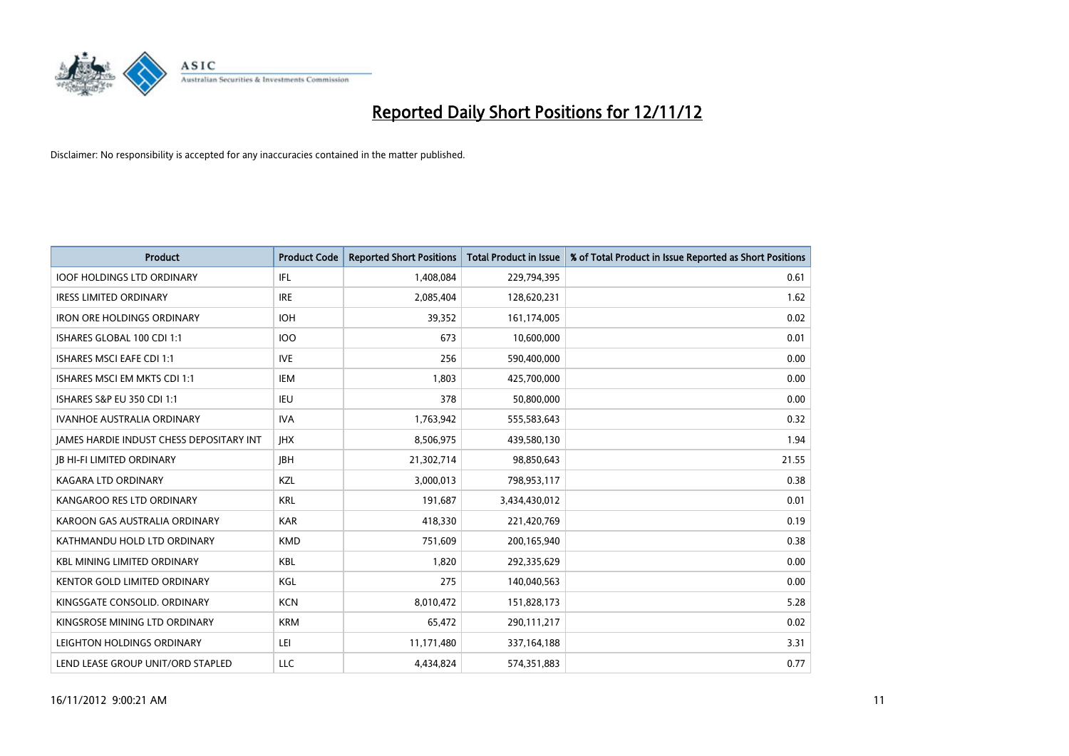# Reported Daily Short Positions for 12/11/12

Disclaimer: No responsibility is accepted for any inaccuracies contained in the matter published.

| Product | Product Code | Reported Short Positions | Total Product in Issue | % of Total Product in Issue Reported as Short Positions |
|---|---|---|---|---|
| IOOF HOLDINGS LTD ORDINARY | IFL | 1,408,084 | 229,794,395 | 0.61 |
| IRESS LIMITED ORDINARY | IRE | 2,085,404 | 128,620,231 | 1.62 |
| IRON ORE HOLDINGS ORDINARY | IOH | 39,352 | 161,174,005 | 0.02 |
| ISHARES GLOBAL 100 CDI 1:1 | IOO | 673 | 10,600,000 | 0.01 |
| ISHARES MSCI EAFE CDI 1:1 | IVE | 256 | 590,400,000 | 0.00 |
| ISHARES MSCI EM MKTS CDI 1:1 | IEM | 1,803 | 425,700,000 | 0.00 |
| ISHARES S&P EU 350 CDI 1:1 | IEU | 378 | 50,800,000 | 0.00 |
| IVANHOE AUSTRALIA ORDINARY | IVA | 1,763,942 | 555,583,643 | 0.32 |
| JAMES HARDIE INDUST CHESS DEPOSITARY INT | JHX | 8,506,975 | 439,580,130 | 1.94 |
| JB HI-FI LIMITED ORDINARY | JBH | 21,302,714 | 98,850,643 | 21.55 |
| KAGARA LTD ORDINARY | KZL | 3,000,013 | 798,953,117 | 0.38 |
| KANGAROO RES LTD ORDINARY | KRL | 191,687 | 3,434,430,012 | 0.01 |
| KAROON GAS AUSTRALIA ORDINARY | KAR | 418,330 | 221,420,769 | 0.19 |
| KATHMANDU HOLD LTD ORDINARY | KMD | 751,609 | 200,165,940 | 0.38 |
| KBL MINING LIMITED ORDINARY | KBL | 1,820 | 292,335,629 | 0.00 |
| KENTOR GOLD LIMITED ORDINARY | KGL | 275 | 140,040,563 | 0.00 |
| KINGSGATE CONSOLID. ORDINARY | KCN | 8,010,472 | 151,828,173 | 5.28 |
| KINGSROSE MINING LTD ORDINARY | KRM | 65,472 | 290,111,217 | 0.02 |
| LEIGHTON HOLDINGS ORDINARY | LEI | 11,171,480 | 337,164,188 | 3.31 |
| LEND LEASE GROUP UNIT/ORD STAPLED | LLC | 4,434,824 | 574,351,883 | 0.77 |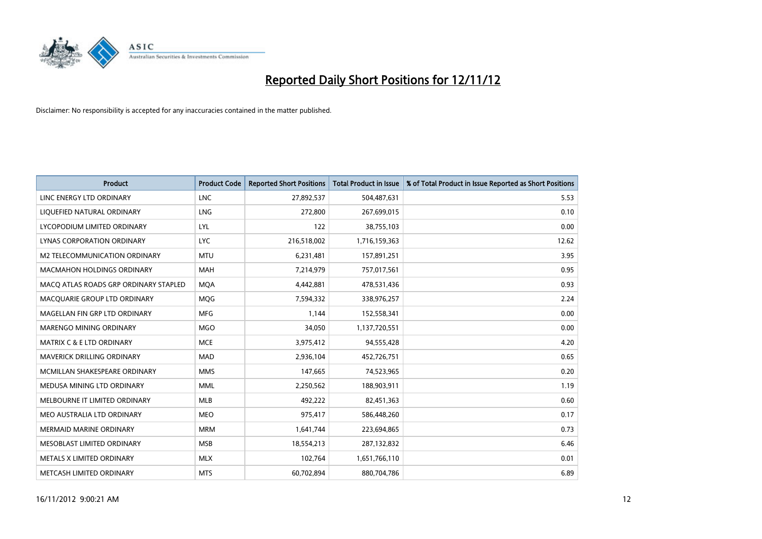# Reported Daily Short Positions for 12/11/12

Disclaimer: No responsibility is accepted for any inaccuracies contained in the matter published.

| Product | Product Code | Reported Short Positions | Total Product in Issue | % of Total Product in Issue Reported as Short Positions |
|---|---|---|---|---|
| LINC ENERGY LTD ORDINARY | LNC | 27,892,537 | 504,487,631 | 5.53 |
| LIQUEFIED NATURAL ORDINARY | LNG | 272,800 | 267,699,015 | 0.10 |
| LYCOPODIUM LIMITED ORDINARY | LYL | 122 | 38,755,103 | 0.00 |
| LYNAS CORPORATION ORDINARY | LYC | 216,518,002 | 1,716,159,363 | 12.62 |
| M2 TELECOMMUNICATION ORDINARY | MTU | 6,231,481 | 157,891,251 | 3.95 |
| MACMAHON HOLDINGS ORDINARY | MAH | 7,214,979 | 757,017,561 | 0.95 |
| MACQ ATLAS ROADS GRP ORDINARY STAPLED | MQA | 4,442,881 | 478,531,436 | 0.93 |
| MACQUARIE GROUP LTD ORDINARY | MQG | 7,594,332 | 338,976,257 | 2.24 |
| MAGELLAN FIN GRP LTD ORDINARY | MFG | 1,144 | 152,558,341 | 0.00 |
| MARENGO MINING ORDINARY | MGO | 34,050 | 1,137,720,551 | 0.00 |
| MATRIX C & E LTD ORDINARY | MCE | 3,975,412 | 94,555,428 | 4.20 |
| MAVERICK DRILLING ORDINARY | MAD | 2,936,104 | 452,726,751 | 0.65 |
| MCMILLAN SHAKESPEARE ORDINARY | MMS | 147,665 | 74,523,965 | 0.20 |
| MEDUSA MINING LTD ORDINARY | MML | 2,250,562 | 188,903,911 | 1.19 |
| MELBOURNE IT LIMITED ORDINARY | MLB | 492,222 | 82,451,363 | 0.60 |
| MEO AUSTRALIA LTD ORDINARY | MEO | 975,417 | 586,448,260 | 0.17 |
| MERMAID MARINE ORDINARY | MRM | 1,641,744 | 223,694,865 | 0.73 |
| MESOBLAST LIMITED ORDINARY | MSB | 18,554,213 | 287,132,832 | 6.46 |
| METALS X LIMITED ORDINARY | MLX | 102,764 | 1,651,766,110 | 0.01 |
| METCASH LIMITED ORDINARY | MTS | 60,702,894 | 880,704,786 | 6.89 |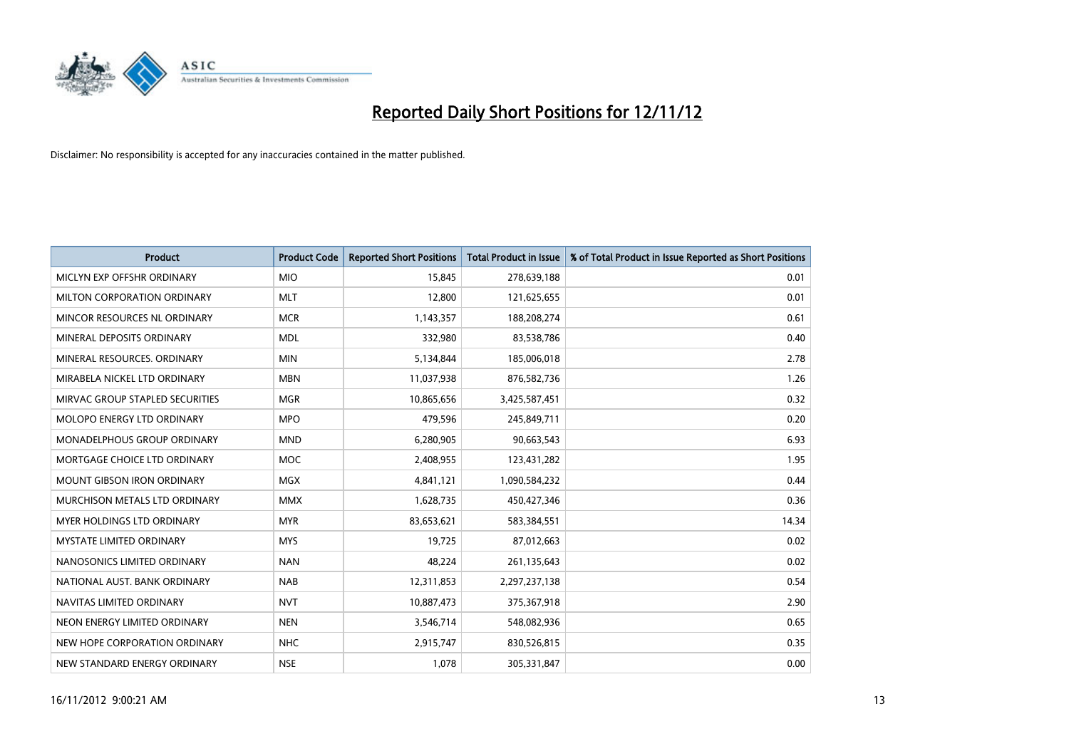# Reported Daily Short Positions for 12/11/12

Disclaimer: No responsibility is accepted for any inaccuracies contained in the matter published.

| Product | Product Code | Reported Short Positions | Total Product in Issue | % of Total Product in Issue Reported as Short Positions |
|---|---|---|---|---|
| MICLYN EXP OFFSHR ORDINARY | MIO | 15,845 | 278,639,188 | 0.01 |
| MILTON CORPORATION ORDINARY | MLT | 12,800 | 121,625,655 | 0.01 |
| MINCOR RESOURCES NL ORDINARY | MCR | 1,143,357 | 188,208,274 | 0.61 |
| MINERAL DEPOSITS ORDINARY | MDL | 332,980 | 83,538,786 | 0.40 |
| MINERAL RESOURCES. ORDINARY | MIN | 5,134,844 | 185,006,018 | 2.78 |
| MIRABELA NICKEL LTD ORDINARY | MBN | 11,037,938 | 876,582,736 | 1.26 |
| MIRVAC GROUP STAPLED SECURITIES | MGR | 10,865,656 | 3,425,587,451 | 0.32 |
| MOLOPO ENERGY LTD ORDINARY | MPO | 479,596 | 245,849,711 | 0.20 |
| MONADELPHOUS GROUP ORDINARY | MND | 6,280,905 | 90,663,543 | 6.93 |
| MORTGAGE CHOICE LTD ORDINARY | MOC | 2,408,955 | 123,431,282 | 1.95 |
| MOUNT GIBSON IRON ORDINARY | MGX | 4,841,121 | 1,090,584,232 | 0.44 |
| MURCHISON METALS LTD ORDINARY | MMX | 1,628,735 | 450,427,346 | 0.36 |
| MYER HOLDINGS LTD ORDINARY | MYR | 83,653,621 | 583,384,551 | 14.34 |
| MYSTATE LIMITED ORDINARY | MYS | 19,725 | 87,012,663 | 0.02 |
| NANOSONICS LIMITED ORDINARY | NAN | 48,224 | 261,135,643 | 0.02 |
| NATIONAL AUST. BANK ORDINARY | NAB | 12,311,853 | 2,297,237,138 | 0.54 |
| NAVITAS LIMITED ORDINARY | NVT | 10,887,473 | 375,367,918 | 2.90 |
| NEON ENERGY LIMITED ORDINARY | NEN | 3,546,714 | 548,082,936 | 0.65 |
| NEW HOPE CORPORATION ORDINARY | NHC | 2,915,747 | 830,526,815 | 0.35 |
| NEW STANDARD ENERGY ORDINARY | NSE | 1,078 | 305,331,847 | 0.00 |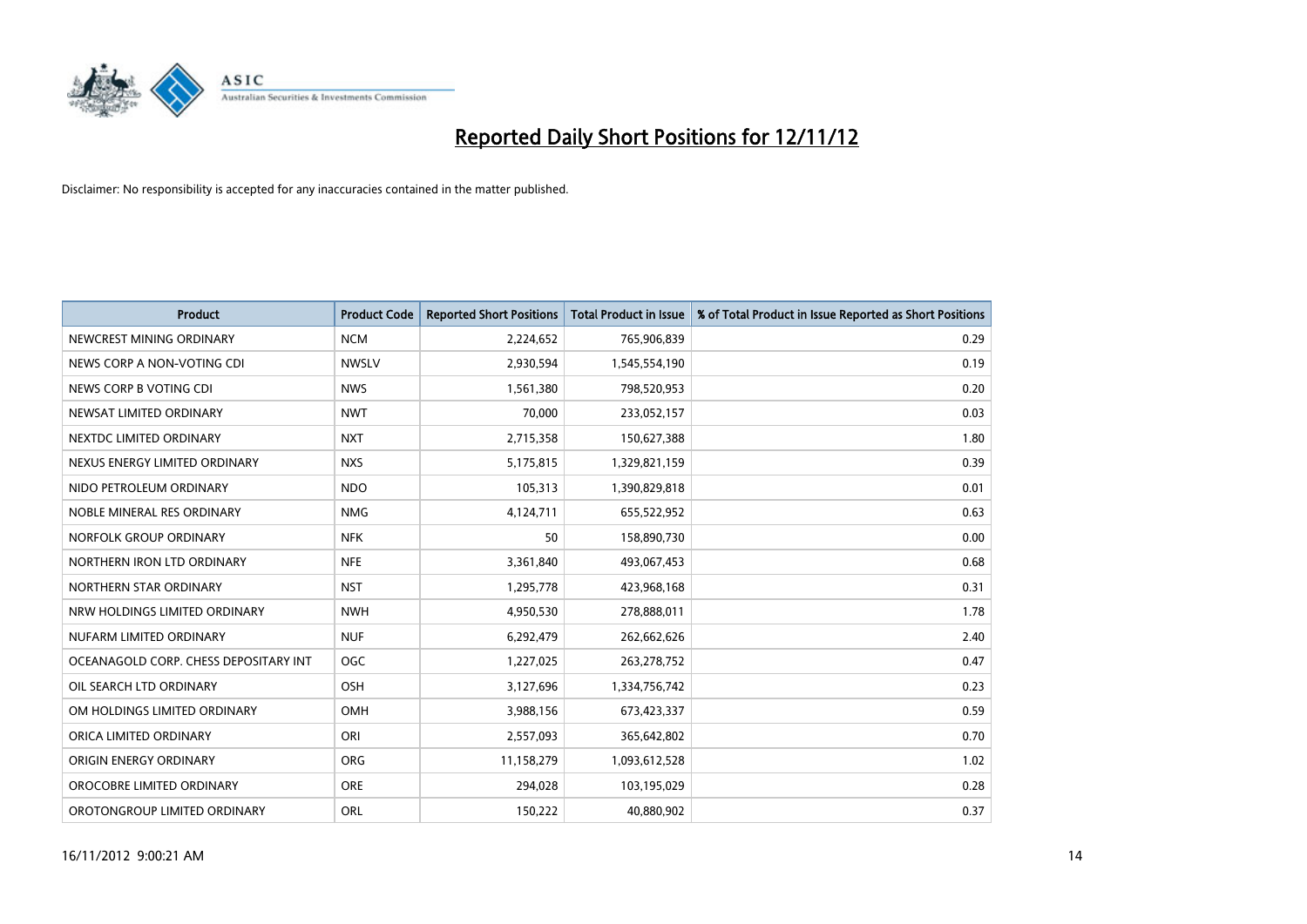# Reported Daily Short Positions for 12/11/12

Disclaimer: No responsibility is accepted for any inaccuracies contained in the matter published.

| Product | Product Code | Reported Short Positions | Total Product in Issue | % of Total Product in Issue Reported as Short Positions |
|---|---|---|---|---|
| NEWCREST MINING ORDINARY | NCM | 2,224,652 | 765,906,839 | 0.29 |
| NEWS CORP A NON-VOTING CDI | NWSLV | 2,930,594 | 1,545,554,190 | 0.19 |
| NEWS CORP B VOTING CDI | NWS | 1,561,380 | 798,520,953 | 0.20 |
| NEWSAT LIMITED ORDINARY | NWT | 70,000 | 233,052,157 | 0.03 |
| NEXTDC LIMITED ORDINARY | NXT | 2,715,358 | 150,627,388 | 1.80 |
| NEXUS ENERGY LIMITED ORDINARY | NXS | 5,175,815 | 1,329,821,159 | 0.39 |
| NIDO PETROLEUM ORDINARY | NDO | 105,313 | 1,390,829,818 | 0.01 |
| NOBLE MINERAL RES ORDINARY | NMG | 4,124,711 | 655,522,952 | 0.63 |
| NORFOLK GROUP ORDINARY | NFK | 50 | 158,890,730 | 0.00 |
| NORTHERN IRON LTD ORDINARY | NFE | 3,361,840 | 493,067,453 | 0.68 |
| NORTHERN STAR ORDINARY | NST | 1,295,778 | 423,968,168 | 0.31 |
| NRW HOLDINGS LIMITED ORDINARY | NWH | 4,950,530 | 278,888,011 | 1.78 |
| NUFARM LIMITED ORDINARY | NUF | 6,292,479 | 262,662,626 | 2.40 |
| OCEANAGOLD CORP. CHESS DEPOSITARY INT | OGC | 1,227,025 | 263,278,752 | 0.47 |
| OIL SEARCH LTD ORDINARY | OSH | 3,127,696 | 1,334,756,742 | 0.23 |
| OM HOLDINGS LIMITED ORDINARY | OMH | 3,988,156 | 673,423,337 | 0.59 |
| ORICA LIMITED ORDINARY | ORI | 2,557,093 | 365,642,802 | 0.70 |
| ORIGIN ENERGY ORDINARY | ORG | 11,158,279 | 1,093,612,528 | 1.02 |
| OROCOBRE LIMITED ORDINARY | ORE | 294,028 | 103,195,029 | 0.28 |
| OROTONGROUP LIMITED ORDINARY | ORL | 150,222 | 40,880,902 | 0.37 |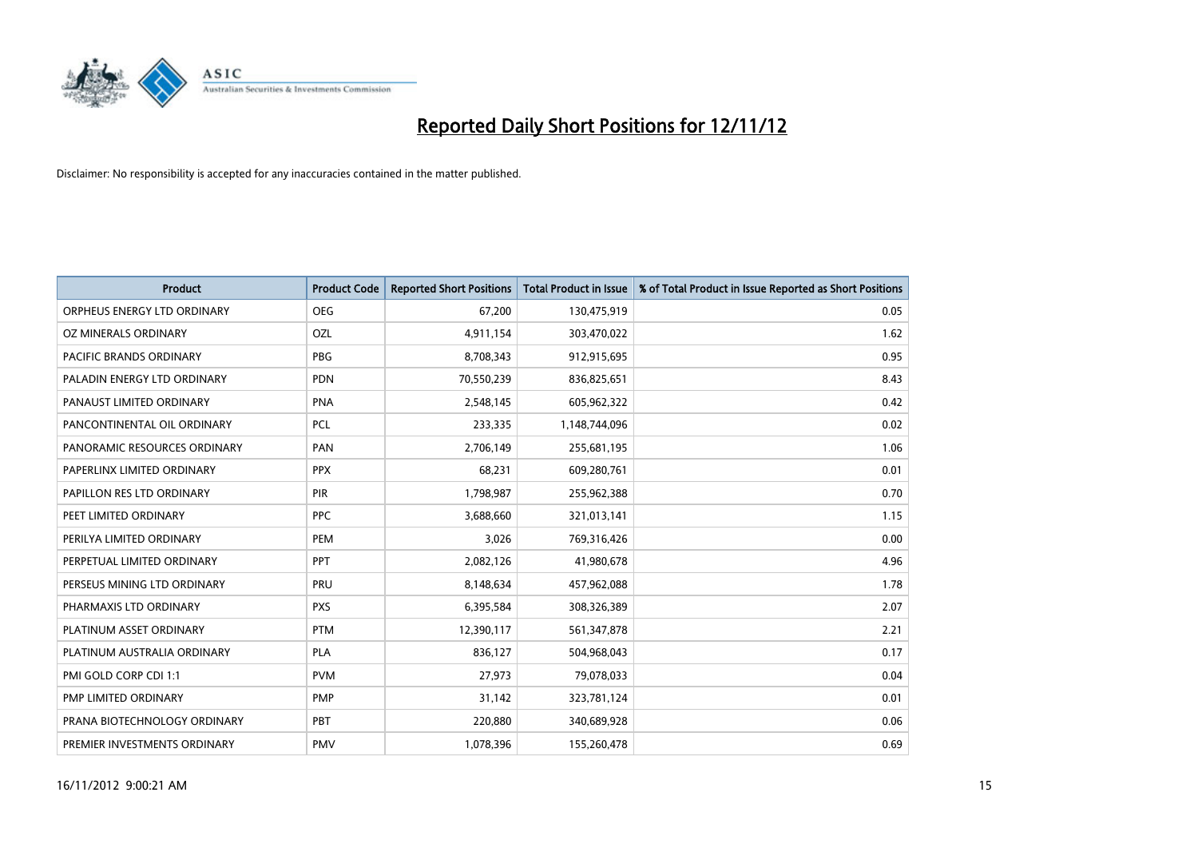# Reported Daily Short Positions for 12/11/12

Disclaimer: No responsibility is accepted for any inaccuracies contained in the matter published.

| Product | Product Code | Reported Short Positions | Total Product in Issue | % of Total Product in Issue Reported as Short Positions |
|---|---|---|---|---|
| ORPHEUS ENERGY LTD ORDINARY | OEG | 67,200 | 130,475,919 | 0.05 |
| OZ MINERALS ORDINARY | OZL | 4,911,154 | 303,470,022 | 1.62 |
| PACIFIC BRANDS ORDINARY | PBG | 8,708,343 | 912,915,695 | 0.95 |
| PALADIN ENERGY LTD ORDINARY | PDN | 70,550,239 | 836,825,651 | 8.43 |
| PANAUST LIMITED ORDINARY | PNA | 2,548,145 | 605,962,322 | 0.42 |
| PANCONTINENTAL OIL ORDINARY | PCL | 233,335 | 1,148,744,096 | 0.02 |
| PANORAMIC RESOURCES ORDINARY | PAN | 2,706,149 | 255,681,195 | 1.06 |
| PAPERLINX LIMITED ORDINARY | PPX | 68,231 | 609,280,761 | 0.01 |
| PAPILLON RES LTD ORDINARY | PIR | 1,798,987 | 255,962,388 | 0.70 |
| PEET LIMITED ORDINARY | PPC | 3,688,660 | 321,013,141 | 1.15 |
| PERILYA LIMITED ORDINARY | PEM | 3,026 | 769,316,426 | 0.00 |
| PERPETUAL LIMITED ORDINARY | PPT | 2,082,126 | 41,980,678 | 4.96 |
| PERSEUS MINING LTD ORDINARY | PRU | 8,148,634 | 457,962,088 | 1.78 |
| PHARMAXIS LTD ORDINARY | PXS | 6,395,584 | 308,326,389 | 2.07 |
| PLATINUM ASSET ORDINARY | PTM | 12,390,117 | 561,347,878 | 2.21 |
| PLATINUM AUSTRALIA ORDINARY | PLA | 836,127 | 504,968,043 | 0.17 |
| PMI GOLD CORP CDI 1:1 | PVM | 27,973 | 79,078,033 | 0.04 |
| PMP LIMITED ORDINARY | PMP | 31,142 | 323,781,124 | 0.01 |
| PRANA BIOTECHNOLOGY ORDINARY | PBT | 220,880 | 340,689,928 | 0.06 |
| PREMIER INVESTMENTS ORDINARY | PMV | 1,078,396 | 155,260,478 | 0.69 |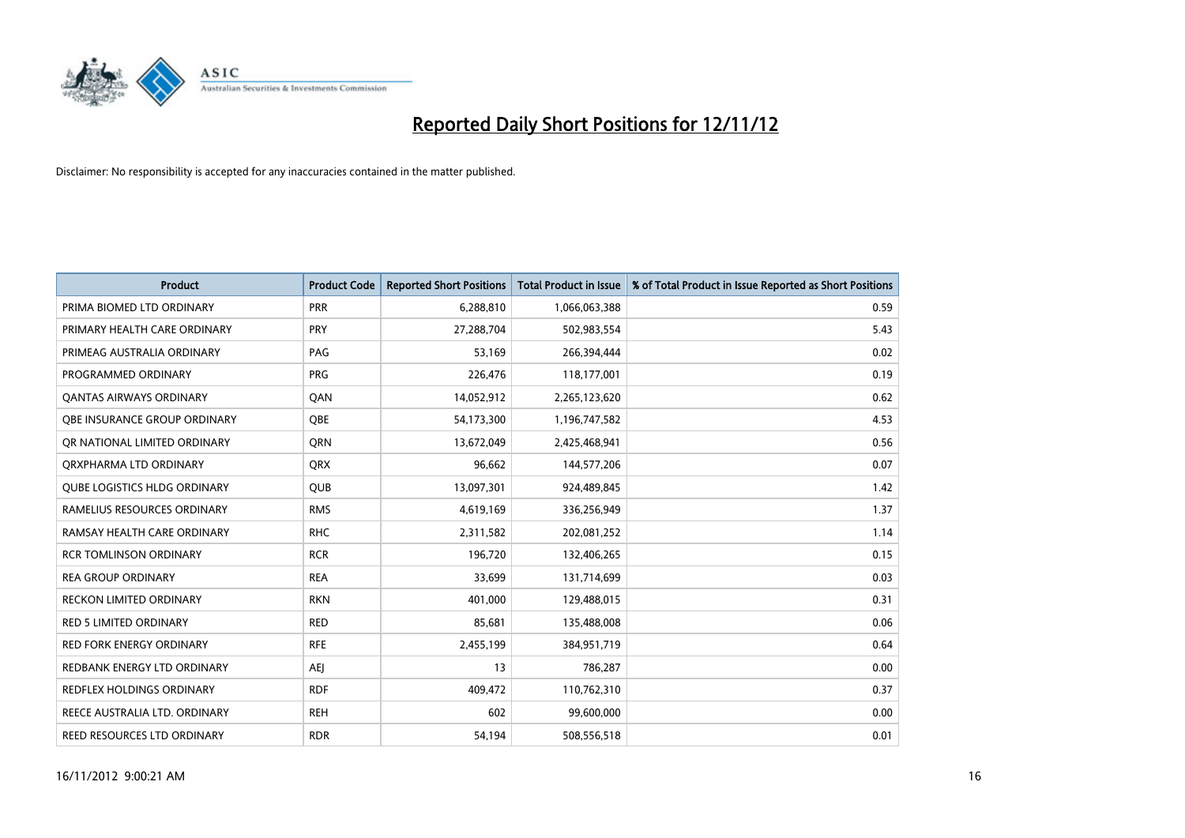# Reported Daily Short Positions for 12/11/12

Disclaimer: No responsibility is accepted for any inaccuracies contained in the matter published.

| Product | Product Code | Reported Short Positions | Total Product in Issue | % of Total Product in Issue Reported as Short Positions |
|---|---|---|---|---|
| PRIMA BIOMED LTD ORDINARY | PRR | 6,288,810 | 1,066,063,388 | 0.59 |
| PRIMARY HEALTH CARE ORDINARY | PRY | 27,288,704 | 502,983,554 | 5.43 |
| PRIMEAG AUSTRALIA ORDINARY | PAG | 53,169 | 266,394,444 | 0.02 |
| PROGRAMMED ORDINARY | PRG | 226,476 | 118,177,001 | 0.19 |
| QANTAS AIRWAYS ORDINARY | QAN | 14,052,912 | 2,265,123,620 | 0.62 |
| QBE INSURANCE GROUP ORDINARY | QBE | 54,173,300 | 1,196,747,582 | 4.53 |
| QR NATIONAL LIMITED ORDINARY | QRN | 13,672,049 | 2,425,468,941 | 0.56 |
| QRXPHARMA LTD ORDINARY | QRX | 96,662 | 144,577,206 | 0.07 |
| QUBE LOGISTICS HLDG ORDINARY | QUB | 13,097,301 | 924,489,845 | 1.42 |
| RAMELIUS RESOURCES ORDINARY | RMS | 4,619,169 | 336,256,949 | 1.37 |
| RAMSAY HEALTH CARE ORDINARY | RHC | 2,311,582 | 202,081,252 | 1.14 |
| RCR TOMLINSON ORDINARY | RCR | 196,720 | 132,406,265 | 0.15 |
| REA GROUP ORDINARY | REA | 33,699 | 131,714,699 | 0.03 |
| RECKON LIMITED ORDINARY | RKN | 401,000 | 129,488,015 | 0.31 |
| RED 5 LIMITED ORDINARY | RED | 85,681 | 135,488,008 | 0.06 |
| RED FORK ENERGY ORDINARY | RFE | 2,455,199 | 384,951,719 | 0.64 |
| REDBANK ENERGY LTD ORDINARY | AEJ | 13 | 786,287 | 0.00 |
| REDFLEX HOLDINGS ORDINARY | RDF | 409,472 | 110,762,310 | 0.37 |
| REECE AUSTRALIA LTD. ORDINARY | REH | 602 | 99,600,000 | 0.00 |
| REED RESOURCES LTD ORDINARY | RDR | 54,194 | 508,556,518 | 0.01 |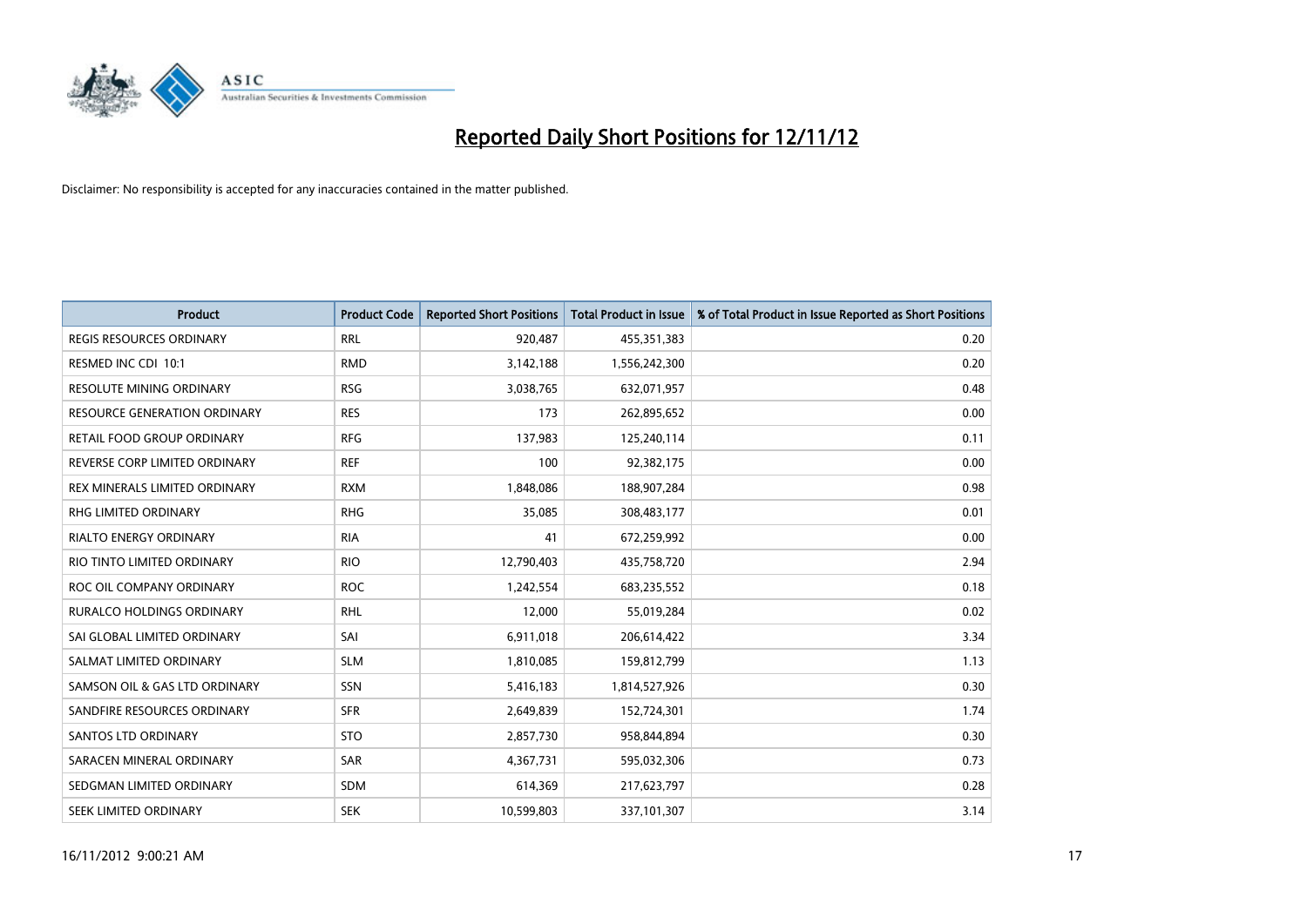# Reported Daily Short Positions for 12/11/12

Disclaimer: No responsibility is accepted for any inaccuracies contained in the matter published.

| Product | Product Code | Reported Short Positions | Total Product in Issue | % of Total Product in Issue Reported as Short Positions |
|---|---|---|---|---|
| REGIS RESOURCES ORDINARY | RRL | 920,487 | 455,351,383 | 0.20 |
| RESMED INC CDI 10:1 | RMD | 3,142,188 | 1,556,242,300 | 0.20 |
| RESOLUTE MINING ORDINARY | RSG | 3,038,765 | 632,071,957 | 0.48 |
| RESOURCE GENERATION ORDINARY | RES | 173 | 262,895,652 | 0.00 |
| RETAIL FOOD GROUP ORDINARY | RFG | 137,983 | 125,240,114 | 0.11 |
| REVERSE CORP LIMITED ORDINARY | REF | 100 | 92,382,175 | 0.00 |
| REX MINERALS LIMITED ORDINARY | RXM | 1,848,086 | 188,907,284 | 0.98 |
| RHG LIMITED ORDINARY | RHG | 35,085 | 308,483,177 | 0.01 |
| RIALTO ENERGY ORDINARY | RIA | 41 | 672,259,992 | 0.00 |
| RIO TINTO LIMITED ORDINARY | RIO | 12,790,403 | 435,758,720 | 2.94 |
| ROC OIL COMPANY ORDINARY | ROC | 1,242,554 | 683,235,552 | 0.18 |
| RURALCO HOLDINGS ORDINARY | RHL | 12,000 | 55,019,284 | 0.02 |
| SAI GLOBAL LIMITED ORDINARY | SAI | 6,911,018 | 206,614,422 | 3.34 |
| SALMAT LIMITED ORDINARY | SLM | 1,810,085 | 159,812,799 | 1.13 |
| SAMSON OIL & GAS LTD ORDINARY | SSN | 5,416,183 | 1,814,527,926 | 0.30 |
| SANDFIRE RESOURCES ORDINARY | SFR | 2,649,839 | 152,724,301 | 1.74 |
| SANTOS LTD ORDINARY | STO | 2,857,730 | 958,844,894 | 0.30 |
| SARACEN MINERAL ORDINARY | SAR | 4,367,731 | 595,032,306 | 0.73 |
| SEDGMAN LIMITED ORDINARY | SDM | 614,369 | 217,623,797 | 0.28 |
| SEEK LIMITED ORDINARY | SEK | 10,599,803 | 337,101,307 | 3.14 |

16/11/2012 9:00:21 AM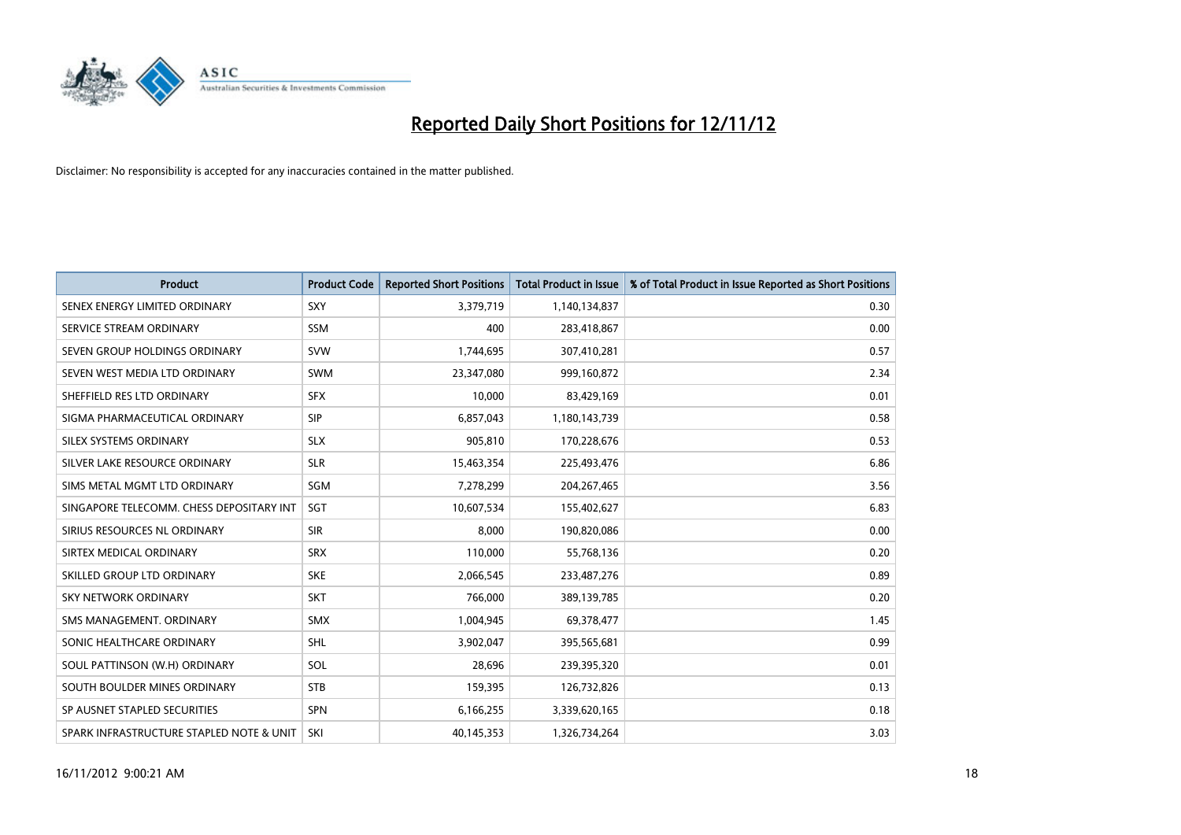# Reported Daily Short Positions for 12/11/12

Disclaimer: No responsibility is accepted for any inaccuracies contained in the matter published.

| Product | Product Code | Reported Short Positions | Total Product in Issue | % of Total Product in Issue Reported as Short Positions |
|---|---|---|---|---|
| SENEX ENERGY LIMITED ORDINARY | SXY | 3,379,719 | 1,140,134,837 | 0.30 |
| SERVICE STREAM ORDINARY | SSM | 400 | 283,418,867 | 0.00 |
| SEVEN GROUP HOLDINGS ORDINARY | SVW | 1,744,695 | 307,410,281 | 0.57 |
| SEVEN WEST MEDIA LTD ORDINARY | SWM | 23,347,080 | 999,160,872 | 2.34 |
| SHEFFIELD RES LTD ORDINARY | SFX | 10,000 | 83,429,169 | 0.01 |
| SIGMA PHARMACEUTICAL ORDINARY | SIP | 6,857,043 | 1,180,143,739 | 0.58 |
| SILEX SYSTEMS ORDINARY | SLX | 905,810 | 170,228,676 | 0.53 |
| SILVER LAKE RESOURCE ORDINARY | SLR | 15,463,354 | 225,493,476 | 6.86 |
| SIMS METAL MGMT LTD ORDINARY | SGM | 7,278,299 | 204,267,465 | 3.56 |
| SINGAPORE TELECOMM. CHESS DEPOSITARY INT | SGT | 10,607,534 | 155,402,627 | 6.83 |
| SIRIUS RESOURCES NL ORDINARY | SIR | 8,000 | 190,820,086 | 0.00 |
| SIRTEX MEDICAL ORDINARY | SRX | 110,000 | 55,768,136 | 0.20 |
| SKILLED GROUP LTD ORDINARY | SKE | 2,066,545 | 233,487,276 | 0.89 |
| SKY NETWORK ORDINARY | SKT | 766,000 | 389,139,785 | 0.20 |
| SMS MANAGEMENT. ORDINARY | SMX | 1,004,945 | 69,378,477 | 1.45 |
| SONIC HEALTHCARE ORDINARY | SHL | 3,902,047 | 395,565,681 | 0.99 |
| SOUL PATTINSON (W.H) ORDINARY | SOL | 28,696 | 239,395,320 | 0.01 |
| SOUTH BOULDER MINES ORDINARY | STB | 159,395 | 126,732,826 | 0.13 |
| SP AUSNET STAPLED SECURITIES | SPN | 6,166,255 | 3,339,620,165 | 0.18 |
| SPARK INFRASTRUCTURE STAPLED NOTE & UNIT | SKI | 40,145,353 | 1,326,734,264 | 3.03 |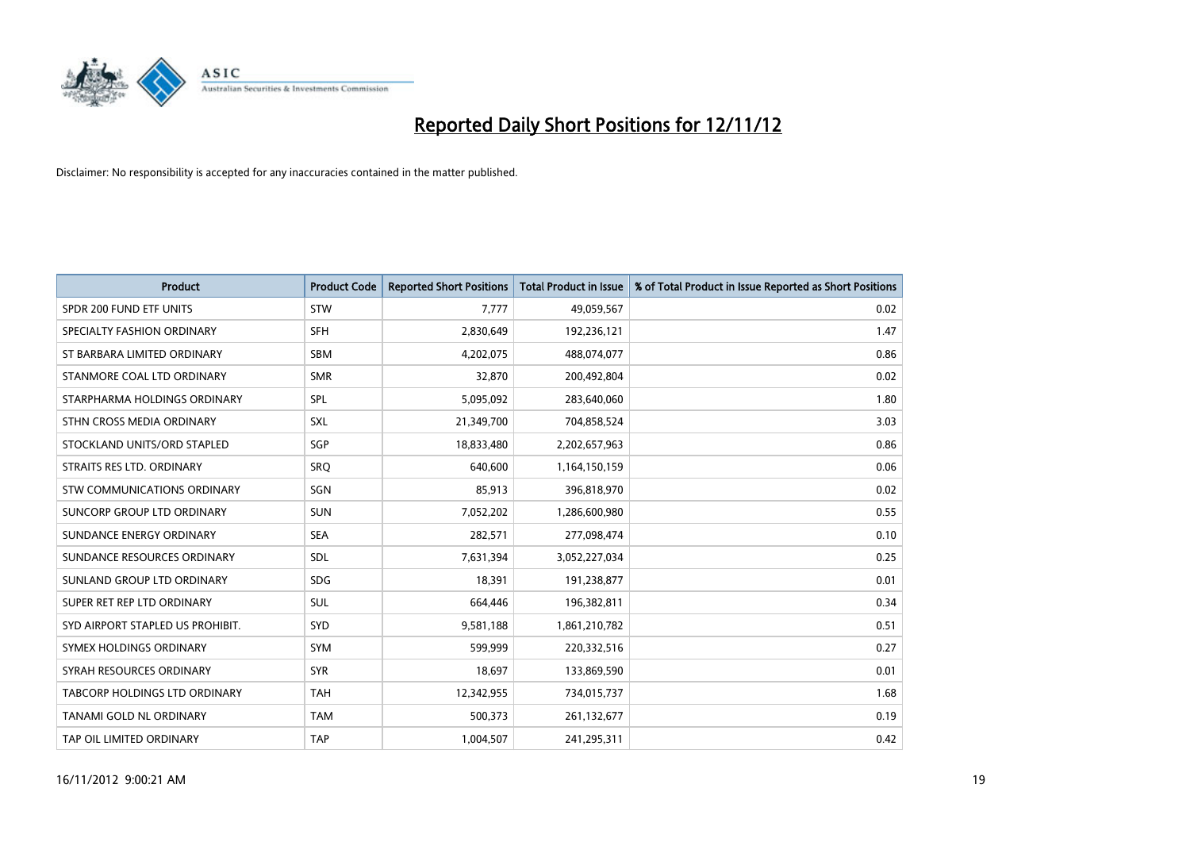# Reported Daily Short Positions for 12/11/12

Disclaimer: No responsibility is accepted for any inaccuracies contained in the matter published.

| Product | Product Code | Reported Short Positions | Total Product in Issue | % of Total Product in Issue Reported as Short Positions |
|---|---|---|---|---|
| SPDR 200 FUND ETF UNITS | STW | 7,777 | 49,059,567 | 0.02 |
| SPECIALTY FASHION ORDINARY | SFH | 2,830,649 | 192,236,121 | 1.47 |
| ST BARBARA LIMITED ORDINARY | SBM | 4,202,075 | 488,074,077 | 0.86 |
| STANMORE COAL LTD ORDINARY | SMR | 32,870 | 200,492,804 | 0.02 |
| STARPHARMA HOLDINGS ORDINARY | SPL | 5,095,092 | 283,640,060 | 1.80 |
| STHN CROSS MEDIA ORDINARY | SXL | 21,349,700 | 704,858,524 | 3.03 |
| STOCKLAND UNITS/ORD STAPLED | SGP | 18,833,480 | 2,202,657,963 | 0.86 |
| STRAITS RES LTD. ORDINARY | SRQ | 640,600 | 1,164,150,159 | 0.06 |
| STW COMMUNICATIONS ORDINARY | SGN | 85,913 | 396,818,970 | 0.02 |
| SUNCORP GROUP LTD ORDINARY | SUN | 7,052,202 | 1,286,600,980 | 0.55 |
| SUNDANCE ENERGY ORDINARY | SEA | 282,571 | 277,098,474 | 0.10 |
| SUNDANCE RESOURCES ORDINARY | SDL | 7,631,394 | 3,052,227,034 | 0.25 |
| SUNLAND GROUP LTD ORDINARY | SDG | 18,391 | 191,238,877 | 0.01 |
| SUPER RET REP LTD ORDINARY | SUL | 664,446 | 196,382,811 | 0.34 |
| SYD AIRPORT STAPLED US PROHIBIT. | SYD | 9,581,188 | 1,861,210,782 | 0.51 |
| SYMEX HOLDINGS ORDINARY | SYM | 599,999 | 220,332,516 | 0.27 |
| SYRAH RESOURCES ORDINARY | SYR | 18,697 | 133,869,590 | 0.01 |
| TABCORP HOLDINGS LTD ORDINARY | TAH | 12,342,955 | 734,015,737 | 1.68 |
| TANAMI GOLD NL ORDINARY | TAM | 500,373 | 261,132,677 | 0.19 |
| TAP OIL LIMITED ORDINARY | TAP | 1,004,507 | 241,295,311 | 0.42 |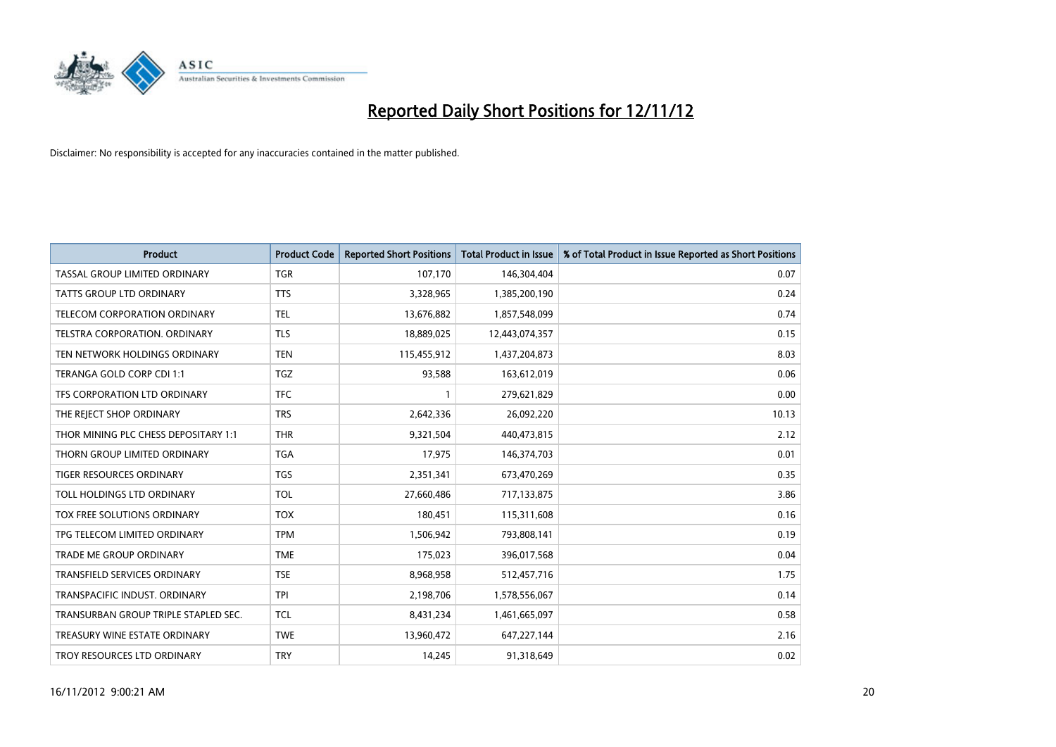# Reported Daily Short Positions for 12/11/12

Disclaimer: No responsibility is accepted for any inaccuracies contained in the matter published.

| Product | Product Code | Reported Short Positions | Total Product in Issue | % of Total Product in Issue Reported as Short Positions |
|---|---|---|---|---|
| TASSAL GROUP LIMITED ORDINARY | TGR | 107,170 | 146,304,404 | 0.07 |
| TATTS GROUP LTD ORDINARY | TTS | 3,328,965 | 1,385,200,190 | 0.24 |
| TELECOM CORPORATION ORDINARY | TEL | 13,676,882 | 1,857,548,099 | 0.74 |
| TELSTRA CORPORATION. ORDINARY | TLS | 18,889,025 | 12,443,074,357 | 0.15 |
| TEN NETWORK HOLDINGS ORDINARY | TEN | 115,455,912 | 1,437,204,873 | 8.03 |
| TERANGA GOLD CORP CDI 1:1 | TGZ | 93,588 | 163,612,019 | 0.06 |
| TFS CORPORATION LTD ORDINARY | TFC | 1 | 279,621,829 | 0.00 |
| THE REJECT SHOP ORDINARY | TRS | 2,642,336 | 26,092,220 | 10.13 |
| THOR MINING PLC CHESS DEPOSITARY 1:1 | THR | 9,321,504 | 440,473,815 | 2.12 |
| THORN GROUP LIMITED ORDINARY | TGA | 17,975 | 146,374,703 | 0.01 |
| TIGER RESOURCES ORDINARY | TGS | 2,351,341 | 673,470,269 | 0.35 |
| TOLL HOLDINGS LTD ORDINARY | TOL | 27,660,486 | 717,133,875 | 3.86 |
| TOX FREE SOLUTIONS ORDINARY | TOX | 180,451 | 115,311,608 | 0.16 |
| TPG TELECOM LIMITED ORDINARY | TPM | 1,506,942 | 793,808,141 | 0.19 |
| TRADE ME GROUP ORDINARY | TME | 175,023 | 396,017,568 | 0.04 |
| TRANSFIELD SERVICES ORDINARY | TSE | 8,968,958 | 512,457,716 | 1.75 |
| TRANSPACIFIC INDUST. ORDINARY | TPI | 2,198,706 | 1,578,556,067 | 0.14 |
| TRANSURBAN GROUP TRIPLE STAPLED SEC. | TCL | 8,431,234 | 1,461,665,097 | 0.58 |
| TREASURY WINE ESTATE ORDINARY | TWE | 13,960,472 | 647,227,144 | 2.16 |
| TROY RESOURCES LTD ORDINARY | TRY | 14,245 | 91,318,649 | 0.02 |

16/11/2012 9:00:21 AM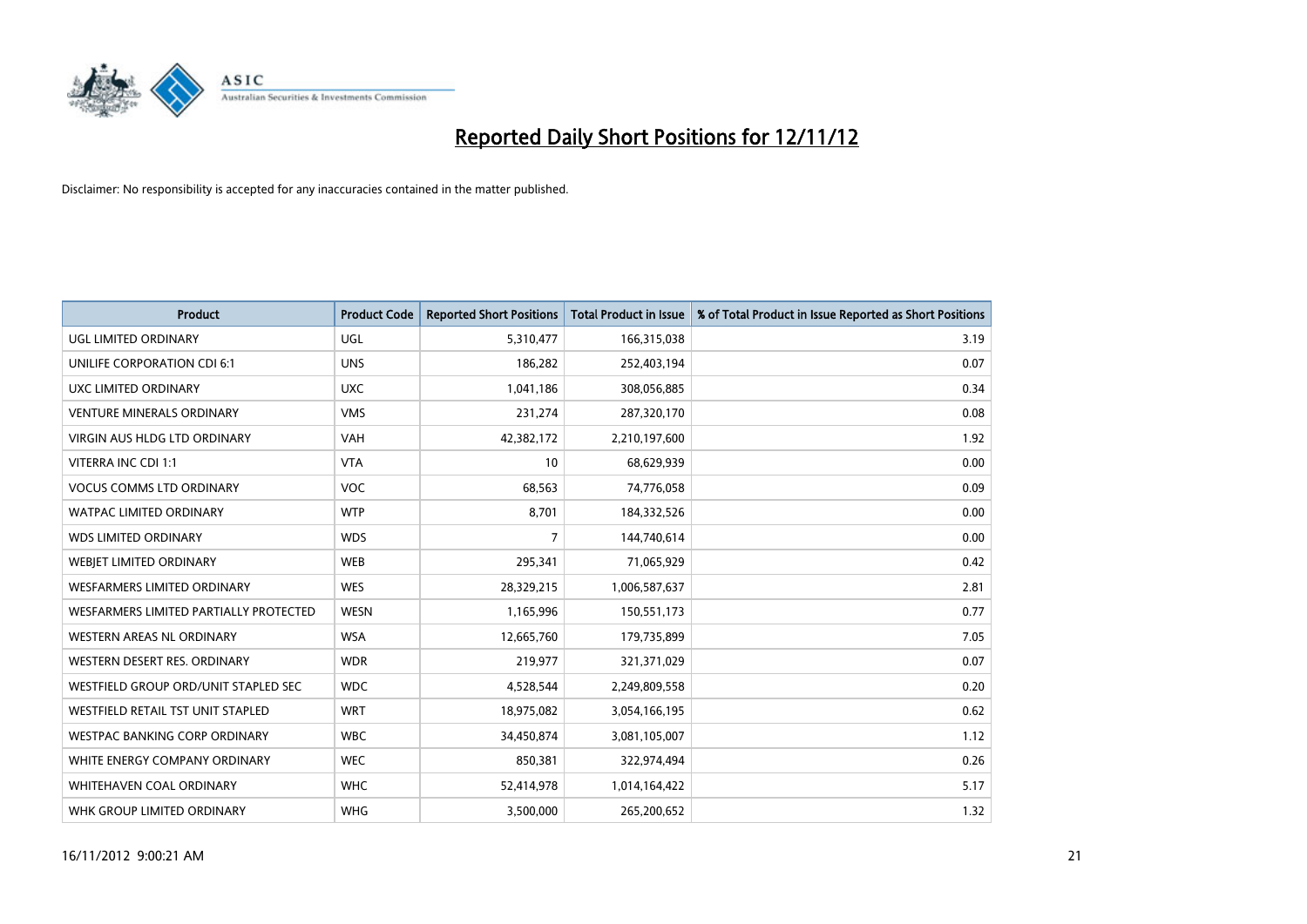# Reported Daily Short Positions for 12/11/12

Disclaimer: No responsibility is accepted for any inaccuracies contained in the matter published.

| Product | Product Code | Reported Short Positions | Total Product in Issue | % of Total Product in Issue Reported as Short Positions |
|---|---|---|---|---|
| UGL LIMITED ORDINARY | UGL | 5,310,477 | 166,315,038 | 3.19 |
| UNILIFE CORPORATION CDI 6:1 | UNS | 186,282 | 252,403,194 | 0.07 |
| UXC LIMITED ORDINARY | UXC | 1,041,186 | 308,056,885 | 0.34 |
| VENTURE MINERALS ORDINARY | VMS | 231,274 | 287,320,170 | 0.08 |
| VIRGIN AUS HLDG LTD ORDINARY | VAH | 42,382,172 | 2,210,197,600 | 1.92 |
| VITERRA INC CDI 1:1 | VTA | 10 | 68,629,939 | 0.00 |
| VOCUS COMMS LTD ORDINARY | VOC | 68,563 | 74,776,058 | 0.09 |
| WATPAC LIMITED ORDINARY | WTP | 8,701 | 184,332,526 | 0.00 |
| WDS LIMITED ORDINARY | WDS | 7 | 144,740,614 | 0.00 |
| WEBJET LIMITED ORDINARY | WEB | 295,341 | 71,065,929 | 0.42 |
| WESFARMERS LIMITED ORDINARY | WES | 28,329,215 | 1,006,587,637 | 2.81 |
| WESFARMERS LIMITED PARTIALLY PROTECTED | WESN | 1,165,996 | 150,551,173 | 0.77 |
| WESTERN AREAS NL ORDINARY | WSA | 12,665,760 | 179,735,899 | 7.05 |
| WESTERN DESERT RES. ORDINARY | WDR | 219,977 | 321,371,029 | 0.07 |
| WESTFIELD GROUP ORD/UNIT STAPLED SEC | WDC | 4,528,544 | 2,249,809,558 | 0.20 |
| WESTFIELD RETAIL TST UNIT STAPLED | WRT | 18,975,082 | 3,054,166,195 | 0.62 |
| WESTPAC BANKING CORP ORDINARY | WBC | 34,450,874 | 3,081,105,007 | 1.12 |
| WHITE ENERGY COMPANY ORDINARY | WEC | 850,381 | 322,974,494 | 0.26 |
| WHITEHAVEN COAL ORDINARY | WHC | 52,414,978 | 1,014,164,422 | 5.17 |
| WHK GROUP LIMITED ORDINARY | WHG | 3,500,000 | 265,200,652 | 1.32 |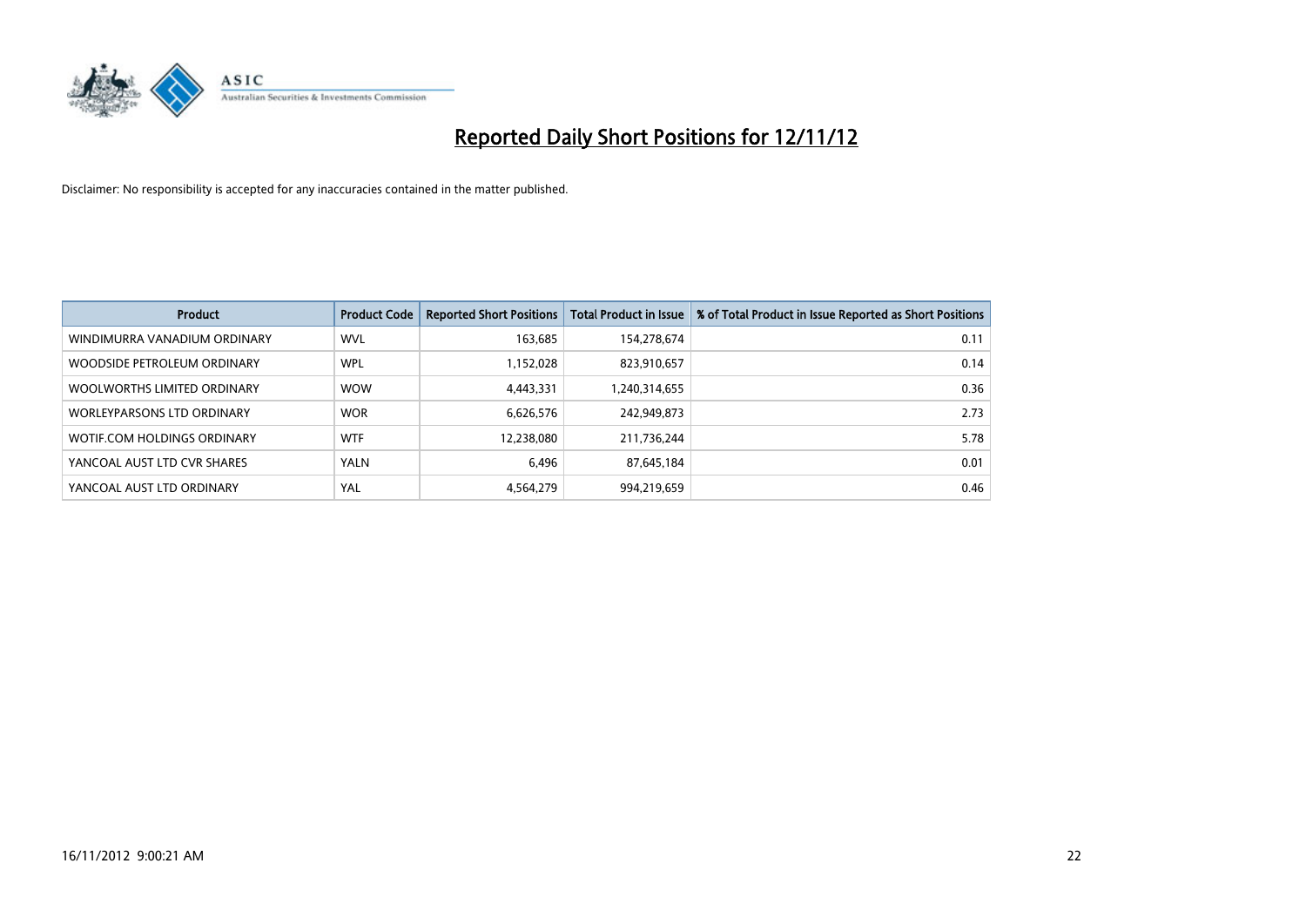# Reported Daily Short Positions for 12/11/12

Disclaimer: No responsibility is accepted for any inaccuracies contained in the matter published.

| Product | Product Code | Reported Short Positions | Total Product in Issue | % of Total Product in Issue Reported as Short Positions |
|---|---|---|---|---|
| WINDIMURRA VANADIUM ORDINARY | WVL | 163,685 | 154,278,674 | 0.11 |
| WOODSIDE PETROLEUM ORDINARY | WPL | 1,152,028 | 823,910,657 | 0.14 |
| WOOLWORTHS LIMITED ORDINARY | WOW | 4,443,331 | 1,240,314,655 | 0.36 |
| WORLEYPARSONS LTD ORDINARY | WOR | 6,626,576 | 242,949,873 | 2.73 |
| WOTIF.COM HOLDINGS ORDINARY | WTF | 12,238,080 | 211,736,244 | 5.78 |
| YANCOAL AUST LTD CVR SHARES | YALN | 6,496 | 87,645,184 | 0.01 |
| YANCOAL AUST LTD ORDINARY | YAL | 4,564,279 | 994,219,659 | 0.46 |

16/11/2012 9:00:21 AM